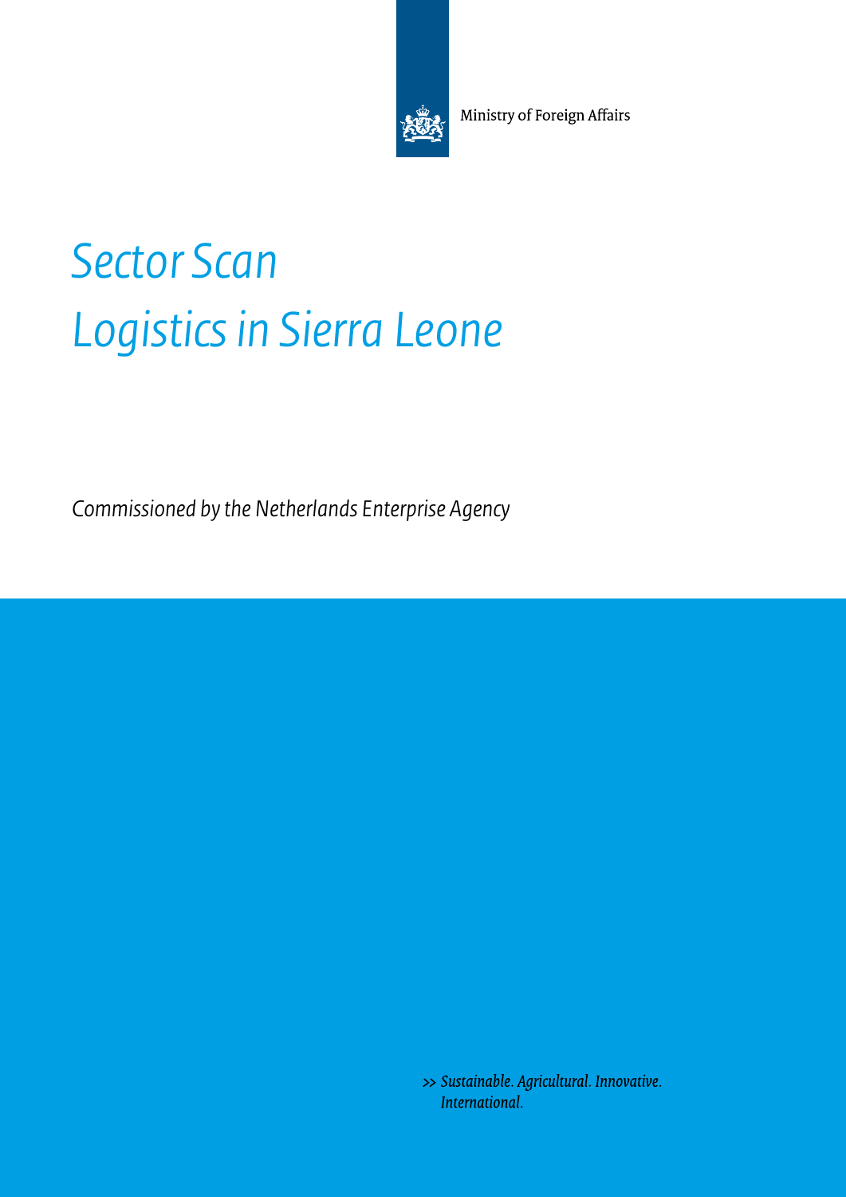Ministry of Foreign Affairs

# Sector Scan
# Logistics in Sierra Leone

*Commissioned by the Netherlands Enterprise Agency*

>> *Sustainable. Agricultural. Innovative. International.*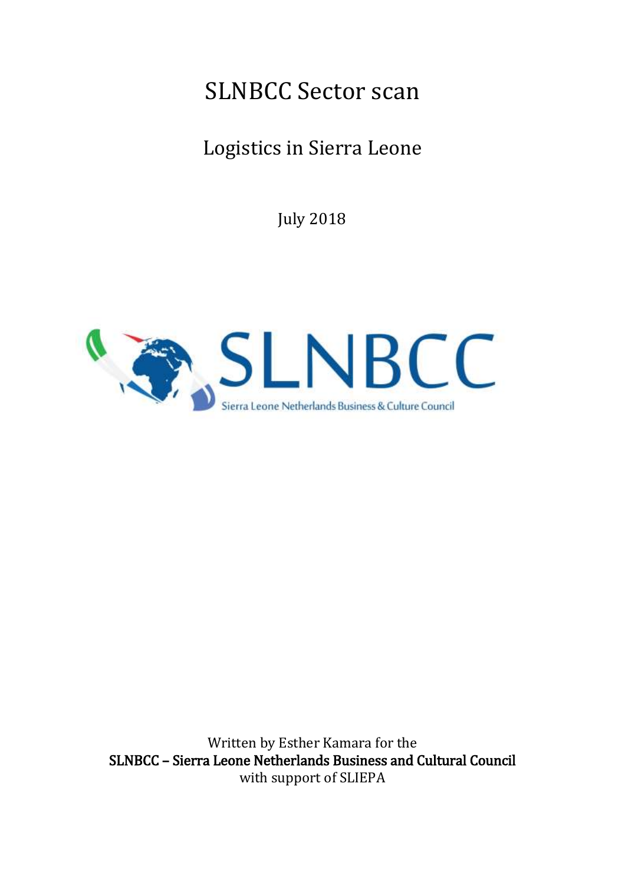# SLNBCC Sector scan

## Logistics in Sierra Leone

July 2018

Written by Esther Kamara for the

**SLNBCC – Sierra Leone Netherlands Business and Cultural Council**

with support of SLIEPA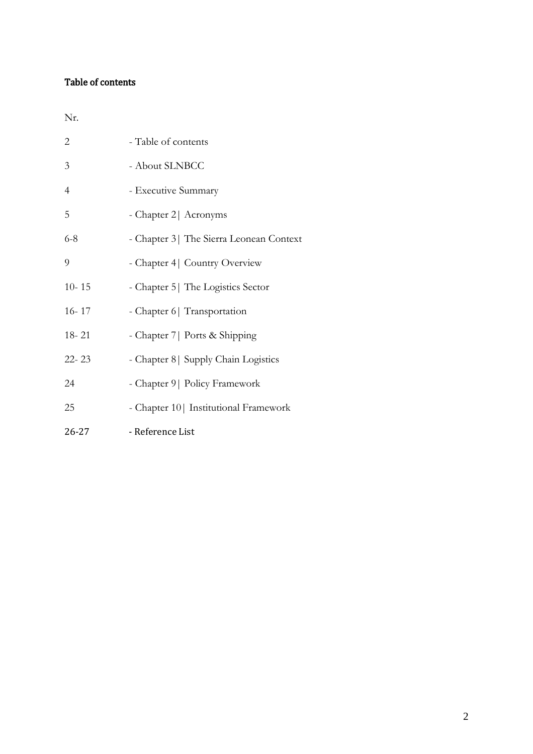## Table of contents

| Nr. | |
|---|---|
| 2 | - Table of contents |
| 3 | - About SLNBCC |
| 4 | - Executive Summary |
| 5 | - Chapter 2\| Acronyms |
| 6-8 | - Chapter 3\| The Sierra Leonean Context |
| 9 | - Chapter 4\| Country Overview |
| 10- 15 | - Chapter 5\| The Logistics Sector |
| 16- 17 | - Chapter 6\| Transportation |
| 18- 21 | - Chapter 7\| Ports & Shipping |
| 22- 23 | - Chapter 8\| Supply Chain Logistics |
| 24 | - Chapter 9\| Policy Framework |
| 25 | - Chapter 10\| Institutional Framework |
| 26-27 | - Reference List |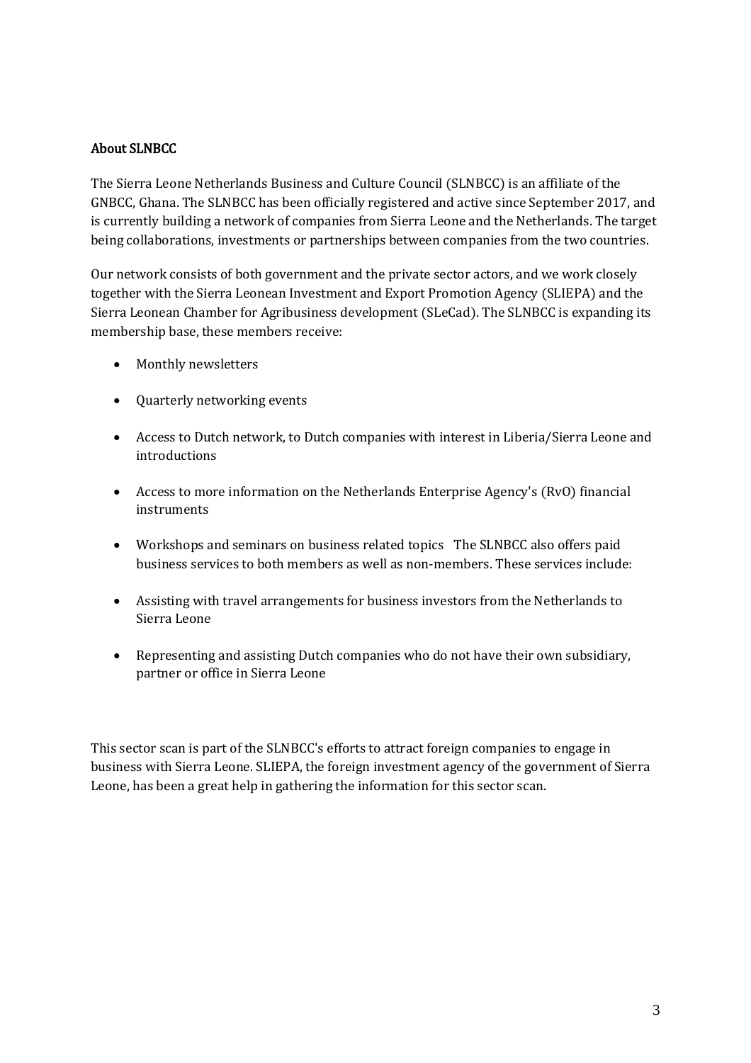## About SLNBCC

The Sierra Leone Netherlands Business and Culture Council (SLNBCC) is an affiliate of the GNBCC, Ghana. The SLNBCC has been officially registered and active since September 2017, and is currently building a network of companies from Sierra Leone and the Netherlands. The target being collaborations, investments or partnerships between companies from the two countries.

Our network consists of both government and the private sector actors, and we work closely together with the Sierra Leonean Investment and Export Promotion Agency (SLIEPA) and the Sierra Leonean Chamber for Agribusiness development (SLeCad). The SLNBCC is expanding its membership base, these members receive:

- Monthly newsletters
- Quarterly networking events
- Access to Dutch network, to Dutch companies with interest in Liberia/Sierra Leone and introductions
- Access to more information on the Netherlands Enterprise Agency's (RvO) financial instruments
- Workshops and seminars on business related topics The SLNBCC also offers paid business services to both members as well as non-members. These services include:
- Assisting with travel arrangements for business investors from the Netherlands to Sierra Leone
- Representing and assisting Dutch companies who do not have their own subsidiary, partner or office in Sierra Leone

This sector scan is part of the SLNBCC's efforts to attract foreign companies to engage in business with Sierra Leone. SLIEPA, the foreign investment agency of the government of Sierra Leone, has been a great help in gathering the information for this sector scan.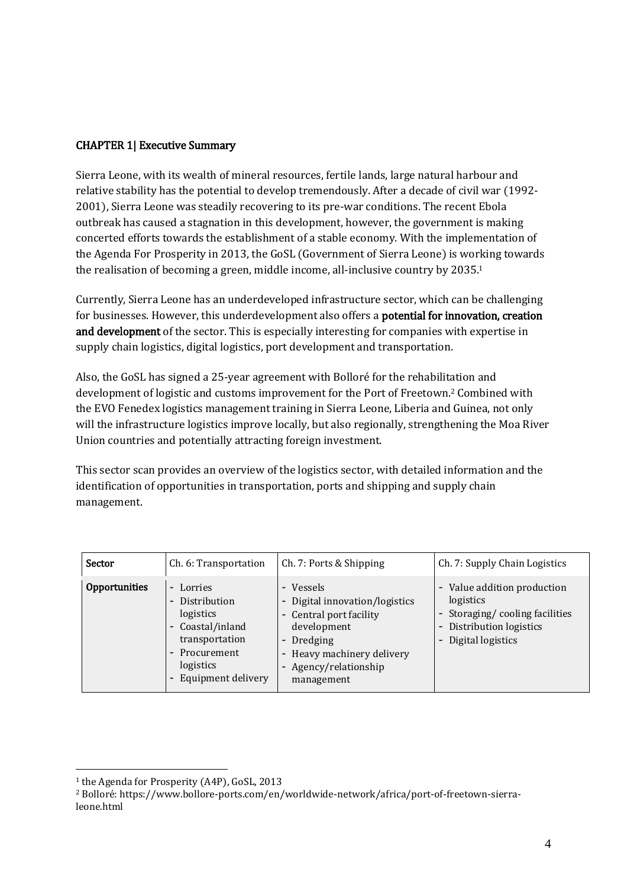## CHAPTER 1| Executive Summary

Sierra Leone, with its wealth of mineral resources, fertile lands, large natural harbour and relative stability has the potential to develop tremendously. After a decade of civil war (1992-2001), Sierra Leone was steadily recovering to its pre-war conditions. The recent Ebola outbreak has caused a stagnation in this development, however, the government is making concerted efforts towards the establishment of a stable economy. With the implementation of the Agenda For Prosperity in 2013, the GoSL (Government of Sierra Leone) is working towards the realisation of becoming a green, middle income, all-inclusive country by 2035.[1]

Currently, Sierra Leone has an underdeveloped infrastructure sector, which can be challenging for businesses. However, this underdevelopment also offers a **potential for innovation, creation and development** of the sector. This is especially interesting for companies with expertise in supply chain logistics, digital logistics, port development and transportation.

Also, the GoSL has signed a 25-year agreement with Bolloré for the rehabilitation and development of logistic and customs improvement for the Port of Freetown.[2] Combined with the EVO Fenedex logistics management training in Sierra Leone, Liberia and Guinea, not only will the infrastructure logistics improve locally, but also regionally, strengthening the Moa River Union countries and potentially attracting foreign investment.

This sector scan provides an overview of the logistics sector, with detailed information and the identification of opportunities in transportation, ports and shipping and supply chain management.

| **Sector** | Ch. 6: Transportation | Ch. 7: Ports & Shipping | Ch. 7: Supply Chain Logistics |
|---|---|---|---|
| **Opportunities** | - Lorries<br>- Distribution logistics<br>- Coastal/inland transportation<br>- Procurement logistics<br>- Equipment delivery | - Vessels<br>- Digital innovation/logistics<br>- Central port facility development<br>- Dredging<br>- Heavy machinery delivery<br>- Agency/relationship management | - Value addition production logistics<br>- Storaging/ cooling facilities<br>- Distribution logistics<br>- Digital logistics |

[1] the Agenda for Prosperity (A4P), GoSL, 2013

[2] Bolloré: https://www.bollore-ports.com/en/worldwide-network/africa/port-of-freetown-sierra-leone.html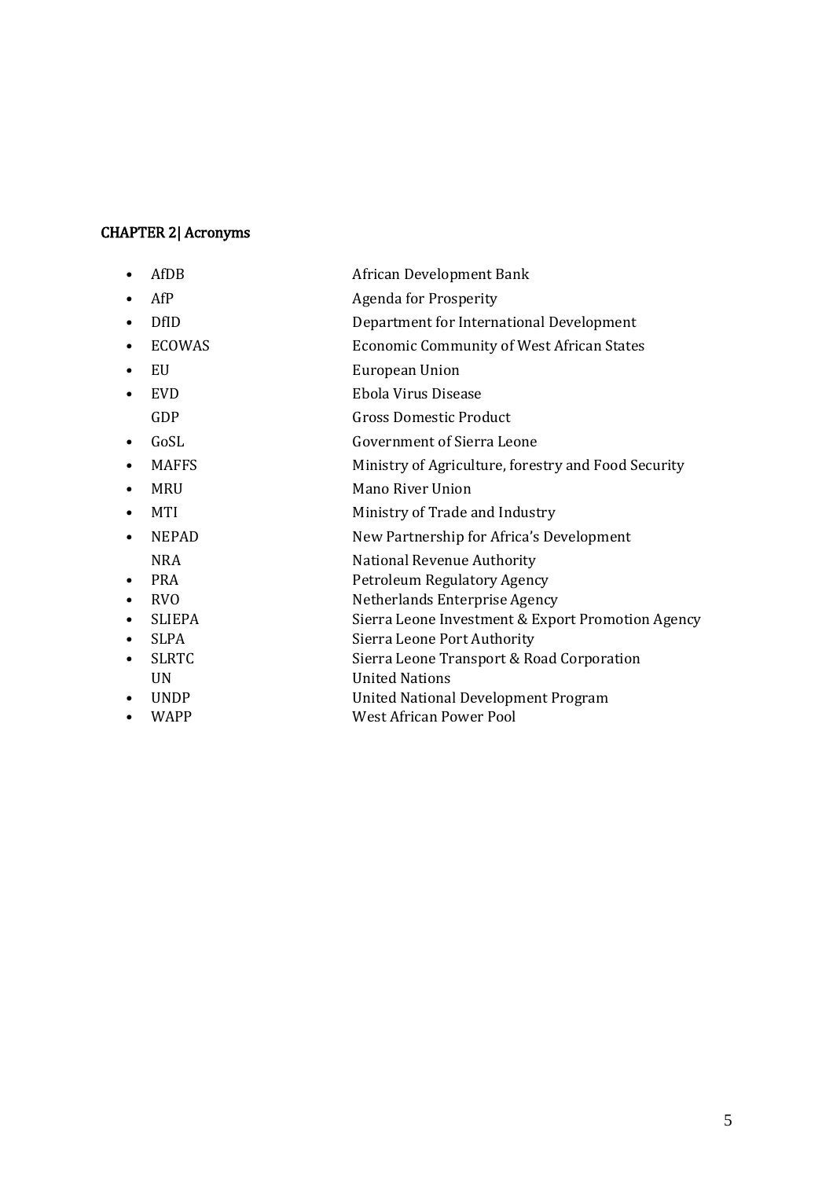## CHAPTER 2| Acronyms

| | |
|---|---|
| AfDB | African Development Bank |
| AfP | Agenda for Prosperity |
| DfID | Department for International Development |
| ECOWAS | Economic Community of West African States |
| EU | European Union |
| EVD | Ebola Virus Disease |
| GDP | Gross Domestic Product |
| GoSL | Government of Sierra Leone |
| MAFFS | Ministry of Agriculture, forestry and Food Security |
| MRU | Mano River Union |
| MTI | Ministry of Trade and Industry |
| NEPAD | New Partnership for Africa's Development |
| NRA | National Revenue Authority |
| PRA | Petroleum Regulatory Agency |
| RVO | Netherlands Enterprise Agency |
| SLIEPA | Sierra Leone Investment & Export Promotion Agency |
| SLPA | Sierra Leone Port Authority |
| SLRTC | Sierra Leone Transport & Road Corporation |
| UN | United Nations |
| UNDP | United National Development Program |
| WAPP | West African Power Pool |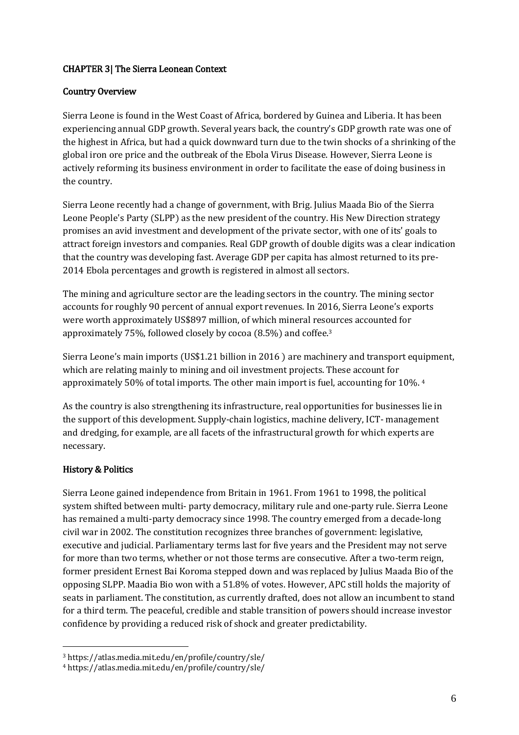## CHAPTER 3| The Sierra Leonean Context

### Country Overview

Sierra Leone is found in the West Coast of Africa, bordered by Guinea and Liberia. It has been experiencing annual GDP growth. Several years back, the country's GDP growth rate was one of the highest in Africa, but had a quick downward turn due to the twin shocks of a shrinking of the global iron ore price and the outbreak of the Ebola Virus Disease. However, Sierra Leone is actively reforming its business environment in order to facilitate the ease of doing business in the country.

Sierra Leone recently had a change of government, with Brig. Julius Maada Bio of the Sierra Leone People's Party (SLPP) as the new president of the country. His New Direction strategy promises an avid investment and development of the private sector, with one of its' goals to attract foreign investors and companies. Real GDP growth of double digits was a clear indication that the country was developing fast. Average GDP per capita has almost returned to its pre-2014 Ebola percentages and growth is registered in almost all sectors.

The mining and agriculture sector are the leading sectors in the country. The mining sector accounts for roughly 90 percent of annual export revenues. In 2016, Sierra Leone's exports were worth approximately US$897 million, of which mineral resources accounted for approximately 75%, followed closely by cocoa (8.5%) and coffee.[3]

Sierra Leone's main imports (US$1.21 billion in 2016 ) are machinery and transport equipment, which are relating mainly to mining and oil investment projects. These account for approximately 50% of total imports. The other main import is fuel, accounting for 10%. [4]

As the country is also strengthening its infrastructure, real opportunities for businesses lie in the support of this development. Supply-chain logistics, machine delivery, ICT- management and dredging, for example, are all facets of the infrastructural growth for which experts are necessary.

### History & Politics

Sierra Leone gained independence from Britain in 1961. From 1961 to 1998, the political system shifted between multi- party democracy, military rule and one-party rule. Sierra Leone has remained a multi-party democracy since 1998. The country emerged from a decade-long civil war in 2002. The constitution recognizes three branches of government: legislative, executive and judicial. Parliamentary terms last for five years and the President may not serve for more than two terms, whether or not those terms are consecutive. After a two-term reign, former president Ernest Bai Koroma stepped down and was replaced by Julius Maada Bio of the opposing SLPP. Maadia Bio won with a 51.8% of votes. However, APC still holds the majority of seats in parliament. The constitution, as currently drafted, does not allow an incumbent to stand for a third term. The peaceful, credible and stable transition of powers should increase investor confidence by providing a reduced risk of shock and greater predictability.

---

[3] https://atlas.media.mit.edu/en/profile/country/sle/

[4] https://atlas.media.mit.edu/en/profile/country/sle/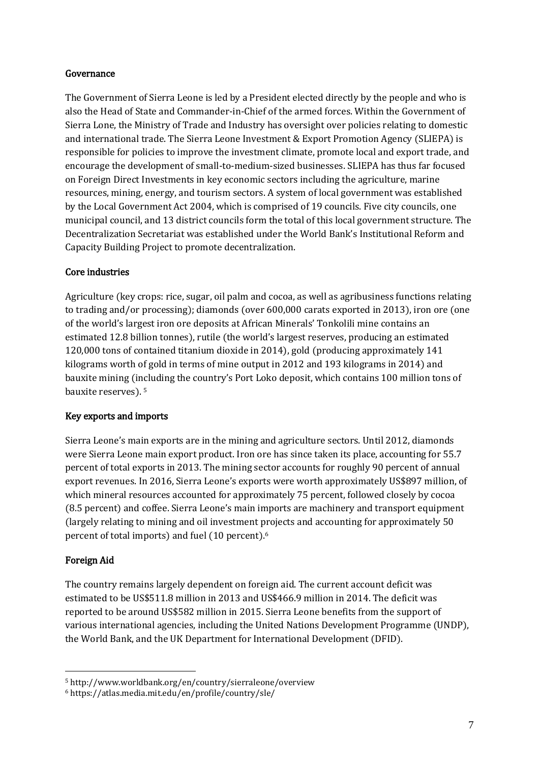## Governance

The Government of Sierra Leone is led by a President elected directly by the people and who is also the Head of State and Commander-in-Chief of the armed forces. Within the Government of Sierra Lone, the Ministry of Trade and Industry has oversight over policies relating to domestic and international trade. The Sierra Leone Investment & Export Promotion Agency (SLIEPA) is responsible for policies to improve the investment climate, promote local and export trade, and encourage the development of small-to-medium-sized businesses. SLIEPA has thus far focused on Foreign Direct Investments in key economic sectors including the agriculture, marine resources, mining, energy, and tourism sectors. A system of local government was established by the Local Government Act 2004, which is comprised of 19 councils. Five city councils, one municipal council, and 13 district councils form the total of this local government structure. The Decentralization Secretariat was established under the World Bank's Institutional Reform and Capacity Building Project to promote decentralization.

## Core industries

Agriculture (key crops: rice, sugar, oil palm and cocoa, as well as agribusiness functions relating to trading and/or processing); diamonds (over 600,000 carats exported in 2013), iron ore (one of the world's largest iron ore deposits at African Minerals' Tonkolili mine contains an estimated 12.8 billion tonnes), rutile (the world's largest reserves, producing an estimated 120,000 tons of contained titanium dioxide in 2014), gold (producing approximately 141 kilograms worth of gold in terms of mine output in 2012 and 193 kilograms in 2014) and bauxite mining (including the country's Port Loko deposit, which contains 100 million tons of bauxite reserves). [5]

## Key exports and imports

Sierra Leone's main exports are in the mining and agriculture sectors. Until 2012, diamonds were Sierra Leone main export product. Iron ore has since taken its place, accounting for 55.7 percent of total exports in 2013. The mining sector accounts for roughly 90 percent of annual export revenues. In 2016, Sierra Leone's exports were worth approximately US$897 million, of which mineral resources accounted for approximately 75 percent, followed closely by cocoa (8.5 percent) and coffee. Sierra Leone's main imports are machinery and transport equipment (largely relating to mining and oil investment projects and accounting for approximately 50 percent of total imports) and fuel (10 percent).[6]

## Foreign Aid

The country remains largely dependent on foreign aid. The current account deficit was estimated to be US$511.8 million in 2013 and US$466.9 million in 2014. The deficit was reported to be around US$582 million in 2015. Sierra Leone benefits from the support of various international agencies, including the United Nations Development Programme (UNDP), the World Bank, and the UK Department for International Development (DFID).

---

[5] http://www.worldbank.org/en/country/sierraleone/overview

[6] https://atlas.media.mit.edu/en/profile/country/sle/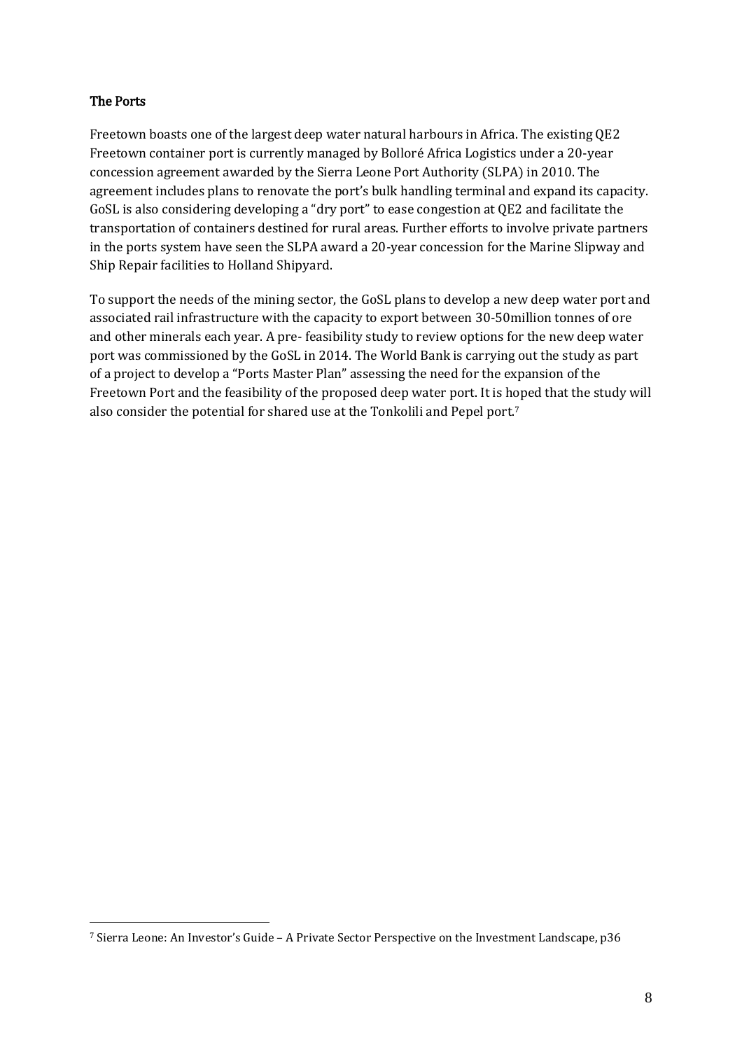## The Ports

Freetown boasts one of the largest deep water natural harbours in Africa. The existing QE2 Freetown container port is currently managed by Bolloré Africa Logistics under a 20-year concession agreement awarded by the Sierra Leone Port Authority (SLPA) in 2010. The agreement includes plans to renovate the port's bulk handling terminal and expand its capacity. GoSL is also considering developing a "dry port" to ease congestion at QE2 and facilitate the transportation of containers destined for rural areas. Further efforts to involve private partners in the ports system have seen the SLPA award a 20-year concession for the Marine Slipway and Ship Repair facilities to Holland Shipyard.

To support the needs of the mining sector, the GoSL plans to develop a new deep water port and associated rail infrastructure with the capacity to export between 30-50million tonnes of ore and other minerals each year. A pre- feasibility study to review options for the new deep water port was commissioned by the GoSL in 2014. The World Bank is carrying out the study as part of a project to develop a "Ports Master Plan" assessing the need for the expansion of the Freetown Port and the feasibility of the proposed deep water port. It is hoped that the study will also consider the potential for shared use at the Tonkolili and Pepel port.[7]

[7] Sierra Leone: An Investor's Guide – A Private Sector Perspective on the Investment Landscape, p36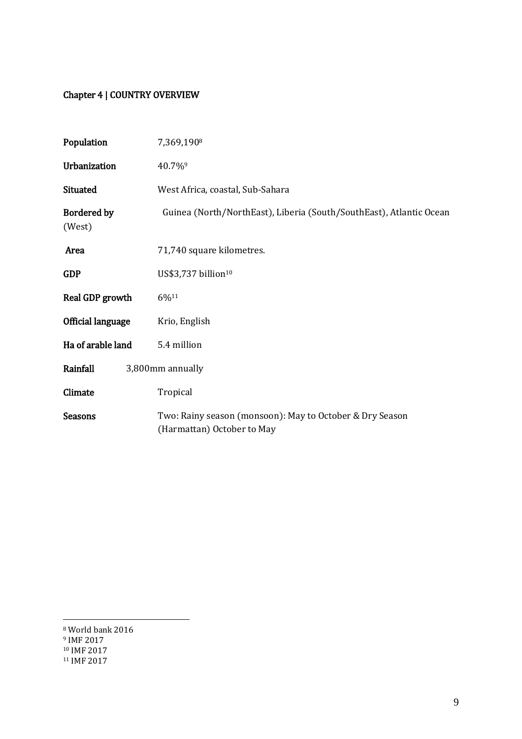## Chapter 4 | COUNTRY OVERVIEW

| | |
|---|---|
| **Population** | 7,369,190[8] |
| **Urbanization** | 40.7%[9] |
| **Situated** | West Africa, coastal, Sub-Sahara |
| **Bordered by** (West) | Guinea (North/NorthEast), Liberia (South/SouthEast), Atlantic Ocean |
| **Area** | 71,740 square kilometres. |
| **GDP** | US$3,737 billion[10] |
| **Real GDP growth** | 6%[11] |
| **Official language** | Krio, English |
| **Ha of arable land** | 5.4 million |
| **Rainfall** | 3,800mm annually |
| **Climate** | Tropical |
| **Seasons** | Two: Rainy season (monsoon): May to October & Dry Season (Harmattan) October to May |

---

[8] World bank 2016

[9] IMF 2017

[10] IMF 2017

[11] IMF 2017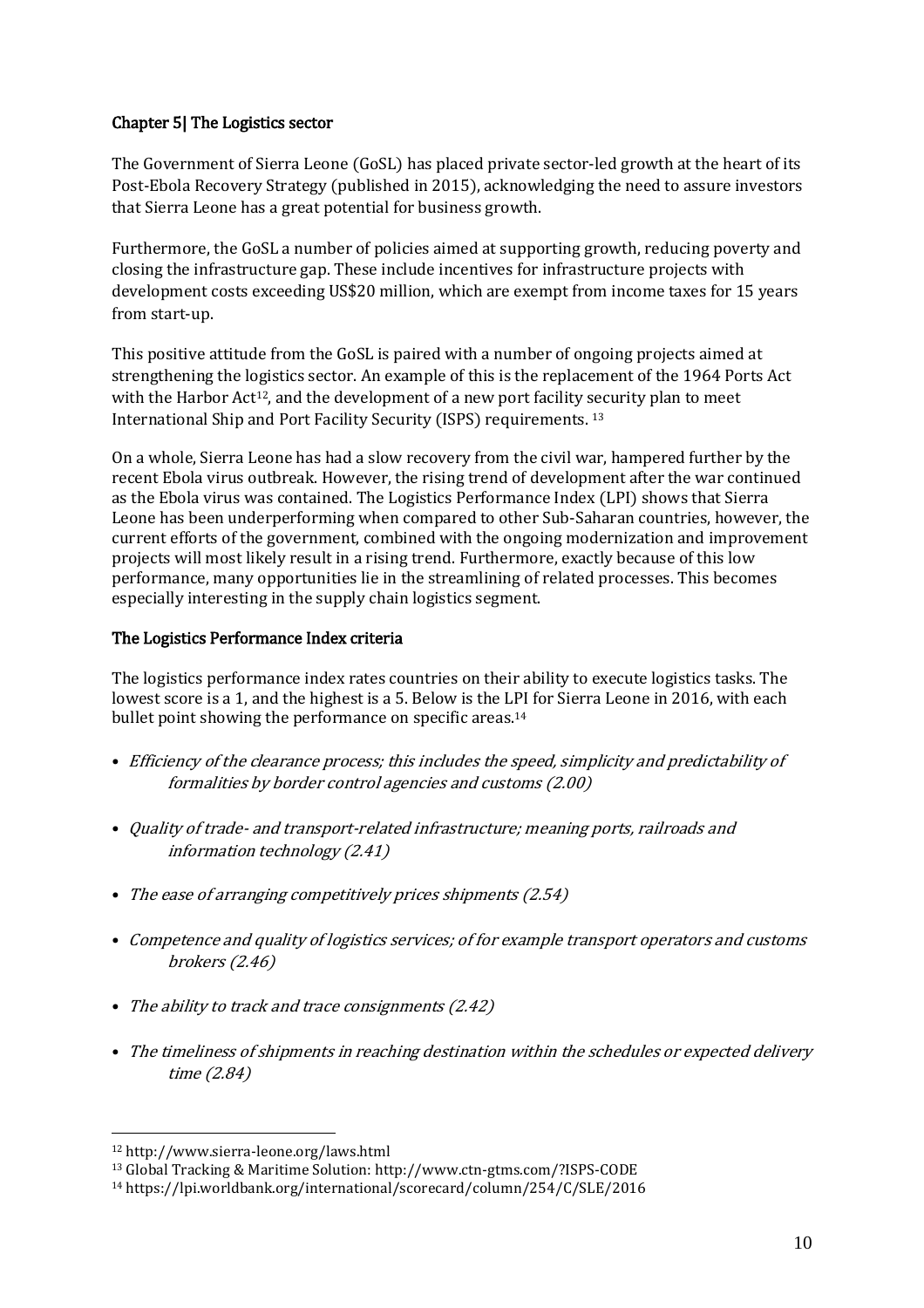## Chapter 5| The Logistics sector

The Government of Sierra Leone (GoSL) has placed private sector-led growth at the heart of its Post-Ebola Recovery Strategy (published in 2015), acknowledging the need to assure investors that Sierra Leone has a great potential for business growth.

Furthermore, the GoSL a number of policies aimed at supporting growth, reducing poverty and closing the infrastructure gap. These include incentives for infrastructure projects with development costs exceeding US$20 million, which are exempt from income taxes for 15 years from start-up.

This positive attitude from the GoSL is paired with a number of ongoing projects aimed at strengthening the logistics sector. An example of this is the replacement of the 1964 Ports Act with the Harbor Act[12], and the development of a new port facility security plan to meet International Ship and Port Facility Security (ISPS) requirements. [13]

On a whole, Sierra Leone has had a slow recovery from the civil war, hampered further by the recent Ebola virus outbreak. However, the rising trend of development after the war continued as the Ebola virus was contained. The Logistics Performance Index (LPI) shows that Sierra Leone has been underperforming when compared to other Sub-Saharan countries, however, the current efforts of the government, combined with the ongoing modernization and improvement projects will most likely result in a rising trend. Furthermore, exactly because of this low performance, many opportunities lie in the streamlining of related processes. This becomes especially interesting in the supply chain logistics segment.

### The Logistics Performance Index criteria

The logistics performance index rates countries on their ability to execute logistics tasks. The lowest score is a 1, and the highest is a 5. Below is the LPI for Sierra Leone in 2016, with each bullet point showing the performance on specific areas.[14]

- *Efficiency of the clearance process; this includes the speed, simplicity and predictability of formalities by border control agencies and customs (2.00)*
- *Quality of trade- and transport-related infrastructure; meaning ports, railroads and information technology (2.41)*
- *The ease of arranging competitively prices shipments (2.54)*
- *Competence and quality of logistics services; of for example transport operators and customs brokers (2.46)*
- *The ability to track and trace consignments (2.42)*
- *The timeliness of shipments in reaching destination within the schedules or expected delivery time (2.84)*

---

[12] http://www.sierra-leone.org/laws.html

[13] Global Tracking & Maritime Solution: http://www.ctn-gtms.com/?ISPS-CODE

[14] https://lpi.worldbank.org/international/scorecard/column/254/C/SLE/2016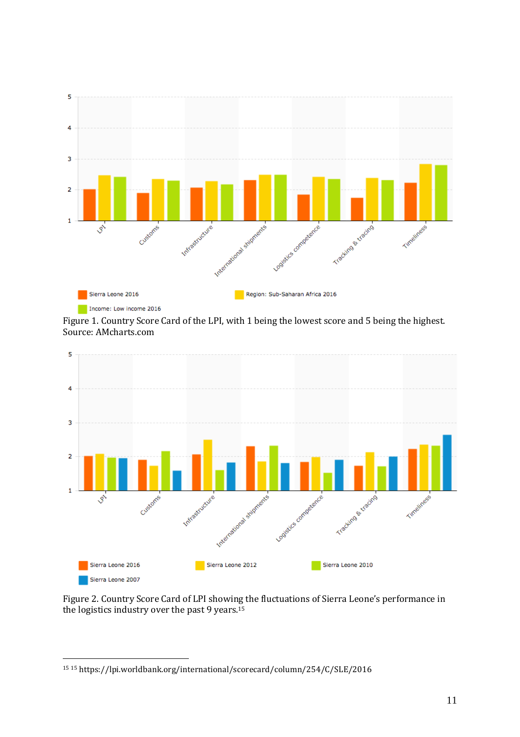Figure 1. Country Score Card of the LPI, with 1 being the lowest score and 5 being the highest. Source: AMcharts.com

Figure 2. Country Score Card of LPI showing the fluctuations of Sierra Leone's performance in the logistics industry over the past 9 years.[15]

[15] [15] https://lpi.worldbank.org/international/scorecard/column/254/C/SLE/2016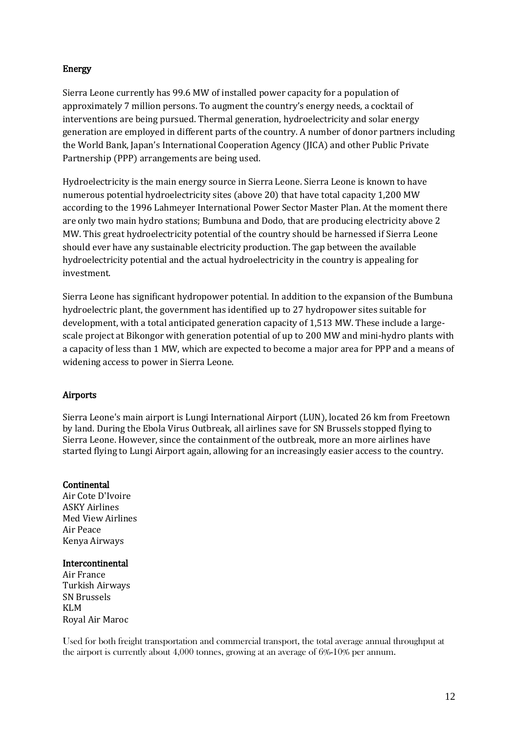## Energy

Sierra Leone currently has 99.6 MW of installed power capacity for a population of approximately 7 million persons. To augment the country's energy needs, a cocktail of interventions are being pursued. Thermal generation, hydroelectricity and solar energy generation are employed in different parts of the country. A number of donor partners including the World Bank, Japan's International Cooperation Agency (JICA) and other Public Private Partnership (PPP) arrangements are being used.

Hydroelectricity is the main energy source in Sierra Leone. Sierra Leone is known to have numerous potential hydroelectricity sites (above 20) that have total capacity 1,200 MW according to the 1996 Lahmeyer International Power Sector Master Plan. At the moment there are only two main hydro stations; Bumbuna and Dodo, that are producing electricity above 2 MW. This great hydroelectricity potential of the country should be harnessed if Sierra Leone should ever have any sustainable electricity production. The gap between the available hydroelectricity potential and the actual hydroelectricity in the country is appealing for investment.

Sierra Leone has significant hydropower potential. In addition to the expansion of the Bumbuna hydroelectric plant, the government has identified up to 27 hydropower sites suitable for development, with a total anticipated generation capacity of 1,513 MW. These include a large-scale project at Bikongor with generation potential of up to 200 MW and mini-hydro plants with a capacity of less than 1 MW, which are expected to become a major area for PPP and a means of widening access to power in Sierra Leone.

## Airports

Sierra Leone's main airport is Lungi International Airport (LUN), located 26 km from Freetown by land. During the Ebola Virus Outbreak, all airlines save for SN Brussels stopped flying to Sierra Leone. However, since the containment of the outbreak, more an more airlines have started flying to Lungi Airport again, allowing for an increasingly easier access to the country.

### Continental

Air Cote D'Ivoire
ASKY Airlines
Med View Airlines
Air Peace
Kenya Airways

### Intercontinental

Air France
Turkish Airways
SN Brussels
KLM
Royal Air Maroc

Used for both freight transportation and commercial transport, the total average annual throughput at the airport is currently about 4,000 tonnes, growing at an average of 6%-10% per annum.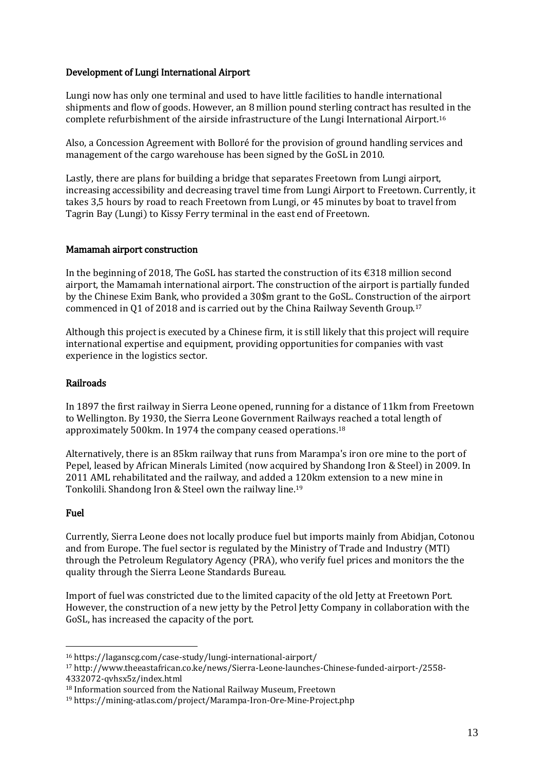### Development of Lungi International Airport

Lungi now has only one terminal and used to have little facilities to handle international shipments and flow of goods. However, an 8 million pound sterling contract has resulted in the complete refurbishment of the airside infrastructure of the Lungi International Airport.[16]

Also, a Concession Agreement with Bolloré for the provision of ground handling services and management of the cargo warehouse has been signed by the GoSL in 2010.

Lastly, there are plans for building a bridge that separates Freetown from Lungi airport, increasing accessibility and decreasing travel time from Lungi Airport to Freetown. Currently, it takes 3,5 hours by road to reach Freetown from Lungi, or 45 minutes by boat to travel from Tagrin Bay (Lungi) to Kissy Ferry terminal in the east end of Freetown.

### Mamamah airport construction

In the beginning of 2018, The GoSL has started the construction of its €318 million second airport, the Mamamah international airport. The construction of the airport is partially funded by the Chinese Exim Bank, who provided a 30$m grant to the GoSL. Construction of the airport commenced in Q1 of 2018 and is carried out by the China Railway Seventh Group.[17]

Although this project is executed by a Chinese firm, it is still likely that this project will require international expertise and equipment, providing opportunities for companies with vast experience in the logistics sector.

### Railroads

In 1897 the first railway in Sierra Leone opened, running for a distance of 11km from Freetown to Wellington. By 1930, the Sierra Leone Government Railways reached a total length of approximately 500km. In 1974 the company ceased operations.[18]

Alternatively, there is an 85km railway that runs from Marampa's iron ore mine to the port of Pepel, leased by African Minerals Limited (now acquired by Shandong Iron & Steel) in 2009. In 2011 AML rehabilitated and the railway, and added a 120km extension to a new mine in Tonkolili. Shandong Iron & Steel own the railway line.[19]

### Fuel

Currently, Sierra Leone does not locally produce fuel but imports mainly from Abidjan, Cotonou and from Europe. The fuel sector is regulated by the Ministry of Trade and Industry (MTI) through the Petroleum Regulatory Agency (PRA), who verify fuel prices and monitors the the quality through the Sierra Leone Standards Bureau.

Import of fuel was constricted due to the limited capacity of the old Jetty at Freetown Port. However, the construction of a new jetty by the Petrol Jetty Company in collaboration with the GoSL, has increased the capacity of the port.

---

[16] https://laganscg.com/case-study/lungi-international-airport/

[17] http://www.theeastafrican.co.ke/news/Sierra-Leone-launches-Chinese-funded-airport-/2558-4332072-qvhsx5z/index.html

[18] Information sourced from the National Railway Museum, Freetown

[19] https://mining-atlas.com/project/Marampa-Iron-Ore-Mine-Project.php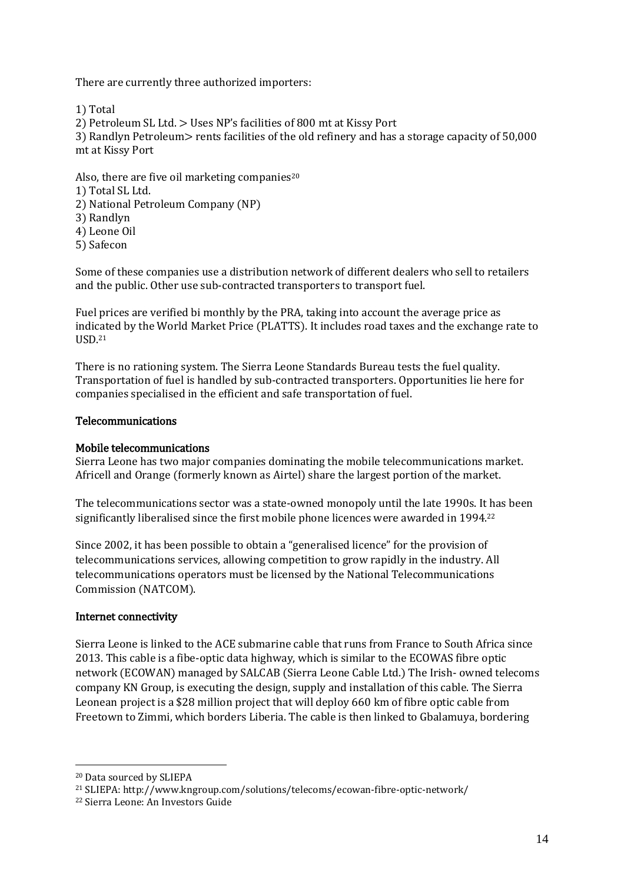There are currently three authorized importers:

1) Total
2) Petroleum SL Ltd. > Uses NP's facilities of 800 mt at Kissy Port
3) Randlyn Petroleum> rents facilities of the old refinery and has a storage capacity of 50,000 mt at Kissy Port

Also, there are five oil marketing companies[20]

1) Total SL Ltd.
2) National Petroleum Company (NP)
3) Randlyn
4) Leone Oil
5) Safecon

Some of these companies use a distribution network of different dealers who sell to retailers and the public. Other use sub-contracted transporters to transport fuel.

Fuel prices are verified bi monthly by the PRA, taking into account the average price as indicated by the World Market Price (PLATTS). It includes road taxes and the exchange rate to USD.[21]

There is no rationing system. The Sierra Leone Standards Bureau tests the fuel quality. Transportation of fuel is handled by sub-contracted transporters. Opportunities lie here for companies specialised in the efficient and safe transportation of fuel.

## Telecommunications

### Mobile telecommunications

Sierra Leone has two major companies dominating the mobile telecommunications market. Africell and Orange (formerly known as Airtel) share the largest portion of the market.

The telecommunications sector was a state-owned monopoly until the late 1990s. It has been significantly liberalised since the first mobile phone licences were awarded in 1994.[22]

Since 2002, it has been possible to obtain a "generalised licence" for the provision of telecommunications services, allowing competition to grow rapidly in the industry. All telecommunications operators must be licensed by the National Telecommunications Commission (NATCOM).

### Internet connectivity

Sierra Leone is linked to the ACE submarine cable that runs from France to South Africa since 2013. This cable is a fibe-optic data highway, which is similar to the ECOWAS fibre optic network (ECOWAN) managed by SALCAB (Sierra Leone Cable Ltd.) The Irish- owned telecoms company KN Group, is executing the design, supply and installation of this cable. The Sierra Leonean project is a $28 million project that will deploy 660 km of fibre optic cable from Freetown to Zimmi, which borders Liberia. The cable is then linked to Gbalamuya, bordering

---

[20] Data sourced by SLIEPA

[21] SLIEPA: http://www.kngroup.com/solutions/telecoms/ecowan-fibre-optic-network/

[22] Sierra Leone: An Investors Guide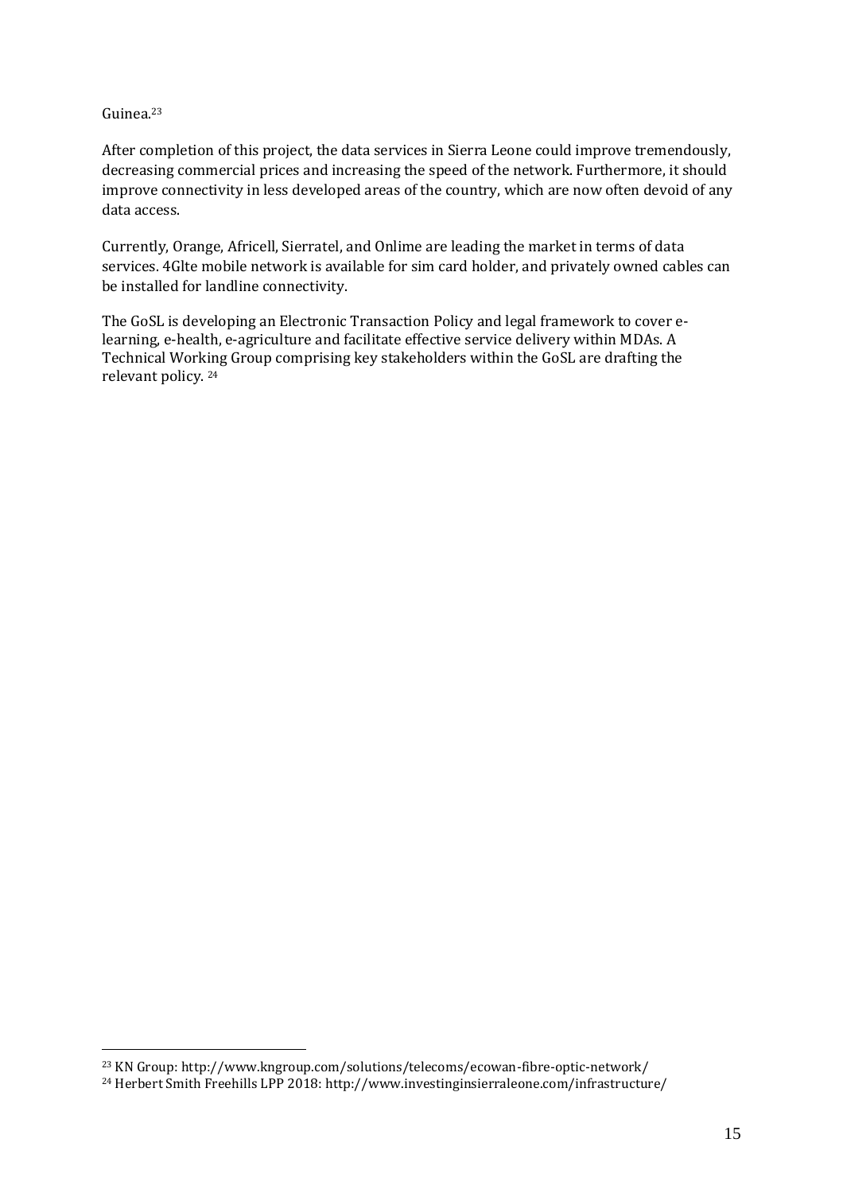Guinea.[23]

After completion of this project, the data services in Sierra Leone could improve tremendously, decreasing commercial prices and increasing the speed of the network. Furthermore, it should improve connectivity in less developed areas of the country, which are now often devoid of any data access.

Currently, Orange, Africell, Sierratel, and Onlime are leading the market in terms of data services. 4Glte mobile network is available for sim card holder, and privately owned cables can be installed for landline connectivity.

The GoSL is developing an Electronic Transaction Policy and legal framework to cover e-learning, e-health, e-agriculture and facilitate effective service delivery within MDAs. A Technical Working Group comprising key stakeholders within the GoSL are drafting the relevant policy. [24]

---

[23] KN Group: http://www.kngroup.com/solutions/telecoms/ecowan-fibre-optic-network/

[24] Herbert Smith Freehills LPP 2018: http://www.investinginsierraleone.com/infrastructure/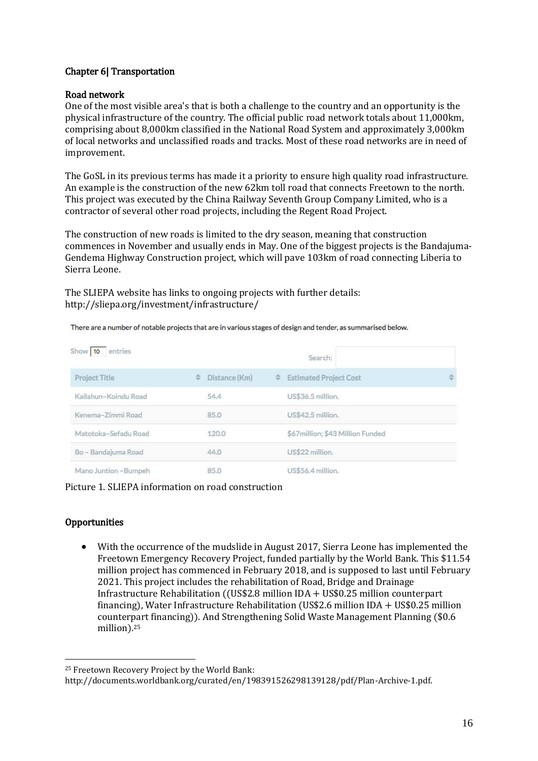## Chapter 6| Transportation

### Road network

One of the most visible area's that is both a challenge to the country and an opportunity is the physical infrastructure of the country. The official public road network totals about 11,000km, comprising about 8,000km classified in the National Road System and approximately 3,000km of local networks and unclassified roads and tracks. Most of these road networks are in need of improvement.

The GoSL in its previous terms has made it a priority to ensure high quality road infrastructure. An example is the construction of the new 62km toll road that connects Freetown to the north. This project was executed by the China Railway Seventh Group Company Limited, who is a contractor of several other road projects, including the Regent Road Project.

The construction of new roads is limited to the dry season, meaning that construction commences in November and usually ends in May. One of the biggest projects is the Bandajuma-Gendema Highway Construction project, which will pave 103km of road connecting Liberia to Sierra Leone.

The SLIEPA website has links to ongoing projects with further details: http://sliepa.org/investment/infrastructure/

There are a number of notable projects that are in various stages of design and tender, as summarised below.

Show 10 entries

Search:

| Project Title | Distance (Km) | Estimated Project Cost |
|---|---|---|
| Kailahun–Koindu Road | 54.4 | US$36.5 million. |
| Kenema–Zimmi Road | 85.0 | US$42.5 million. |
| Matotoka–Sefadu Road | 120.0 | $67million; $43 Million Funded |
| Bo – Bandajuma Road | 44.0 | US$22 million. |
| Mano Juntion –Bumpeh | 85.0 | US$56.4 million. |

Picture 1. SLIEPA information on road construction

### Opportunities

- With the occurrence of the mudslide in August 2017, Sierra Leone has implemented the Freetown Emergency Recovery Project, funded partially by the World Bank. This $11.54 million project has commenced in February 2018, and is supposed to last until February 2021. This project includes the rehabilitation of Road, Bridge and Drainage Infrastructure Rehabilitation ((US$2.8 million IDA + US$0.25 million counterpart financing), Water Infrastructure Rehabilitation (US$2.6 million IDA + US$0.25 million counterpart financing)). And Strengthening Solid Waste Management Planning ($0.6 million).[25]

[25] Freetown Recovery Project by the World Bank: http://documents.worldbank.org/curated/en/198391526298139128/pdf/Plan-Archive-1.pdf.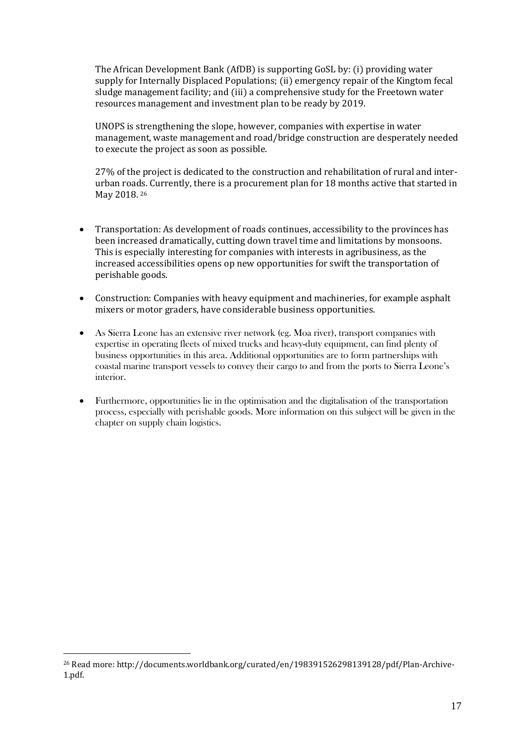The African Development Bank (AfDB) is supporting GoSL by: (i) providing water supply for Internally Displaced Populations; (ii) emergency repair of the Kingtom fecal sludge management facility; and (iii) a comprehensive study for the Freetown water resources management and investment plan to be ready by 2019.

UNOPS is strengthening the slope, however, companies with expertise in water management, waste management and road/bridge construction are desperately needed to execute the project as soon as possible.

27% of the project is dedicated to the construction and rehabilitation of rural and inter-urban roads. Currently, there is a procurement plan for 18 months active that started in May 2018. [26]

- Transportation: As development of roads continues, accessibility to the provinces has been increased dramatically, cutting down travel time and limitations by monsoons. This is especially interesting for companies with interests in agribusiness, as the increased accessibilities opens op new opportunities for swift the transportation of perishable goods.
- Construction: Companies with heavy equipment and machineries, for example asphalt mixers or motor graders, have considerable business opportunities.
- As Sierra Leone has an extensive river network (eg. Moa river), transport companies with expertise in operating fleets of mixed trucks and heavy-duty equipment, can find plenty of business opportunities in this area. Additional opportunities are to form partnerships with coastal marine transport vessels to convey their cargo to and from the ports to Sierra Leone's interior.
- Furthermore, opportunities lie in the optimisation and the digitalisation of the transportation process, especially with perishable goods. More information on this subject will be given in the chapter on supply chain logistics.

[26] Read more: http://documents.worldbank.org/curated/en/198391526298139128/pdf/Plan-Archive-1.pdf.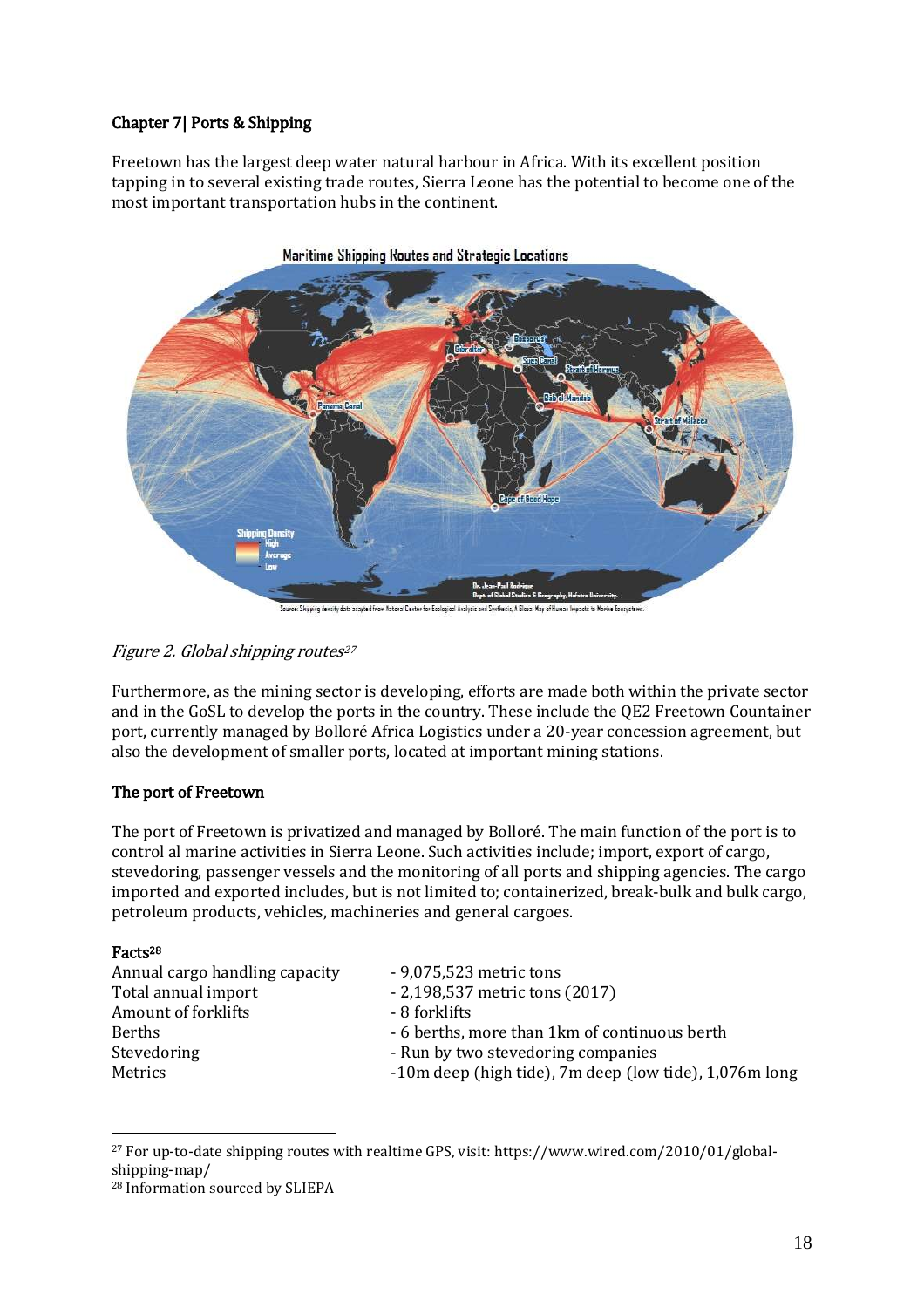## Chapter 7| Ports & Shipping

Freetown has the largest deep water natural harbour in Africa. With its excellent position tapping in to several existing trade routes, Sierra Leone has the potential to become one of the most important transportation hubs in the continent.

*Figure 2. Global shipping routes*[27]

Furthermore, as the mining sector is developing, efforts are made both within the private sector and in the GoSL to develop the ports in the country. These include the QE2 Freetown Countainer port, currently managed by Bolloré Africa Logistics under a 20-year concession agreement, but also the development of smaller ports, located at important mining stations.

### The port of Freetown

The port of Freetown is privatized and managed by Bolloré. The main function of the port is to control al marine activities in Sierra Leone. Such activities include; import, export of cargo, stevedoring, passenger vessels and the monitoring of all ports and shipping agencies. The cargo imported and exported includes, but is not limited to; containerized, break-bulk and bulk cargo, petroleum products, vehicles, machineries and general cargoes.

**Facts**[28]

| | |
|---|---|
| Annual cargo handling capacity | - 9,075,523 metric tons |
| Total annual import | - 2,198,537 metric tons (2017) |
| Amount of forklifts | - 8 forklifts |
| Berths | - 6 berths, more than 1km of continuous berth |
| Stevedoring | - Run by two stevedoring companies |
| Metrics | -10m deep (high tide), 7m deep (low tide), 1,076m long |

---

[27] For up-to-date shipping routes with realtime GPS, visit: https://www.wired.com/2010/01/global-shipping-map/

[28] Information sourced by SLIEPA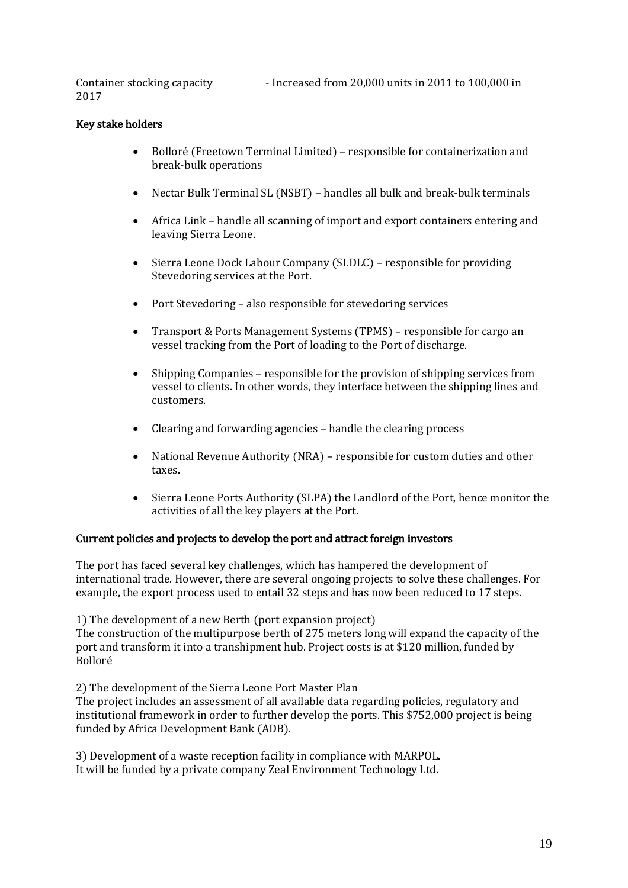Container stocking capacity - Increased from 20,000 units in 2011 to 100,000 in 2017

### Key stake holders

- Bolloré (Freetown Terminal Limited) – responsible for containerization and break-bulk operations
- Nectar Bulk Terminal SL (NSBT) – handles all bulk and break-bulk terminals
- Africa Link – handle all scanning of import and export containers entering and leaving Sierra Leone.
- Sierra Leone Dock Labour Company (SLDLC) – responsible for providing Stevedoring services at the Port.
- Port Stevedoring – also responsible for stevedoring services
- Transport & Ports Management Systems (TPMS) – responsible for cargo an vessel tracking from the Port of loading to the Port of discharge.
- Shipping Companies – responsible for the provision of shipping services from vessel to clients. In other words, they interface between the shipping lines and customers.
- Clearing and forwarding agencies – handle the clearing process
- National Revenue Authority (NRA) – responsible for custom duties and other taxes.
- Sierra Leone Ports Authority (SLPA) the Landlord of the Port, hence monitor the activities of all the key players at the Port.

### Current policies and projects to develop the port and attract foreign investors

The port has faced several key challenges, which has hampered the development of international trade. However, there are several ongoing projects to solve these challenges. For example, the export process used to entail 32 steps and has now been reduced to 17 steps.

1) The development of a new Berth (port expansion project)
The construction of the multipurpose berth of 275 meters long will expand the capacity of the port and transform it into a transhipment hub. Project costs is at \$120 million, funded by Bolloré

2) The development of the Sierra Leone Port Master Plan
The project includes an assessment of all available data regarding policies, regulatory and institutional framework in order to further develop the ports. This \$752,000 project is being funded by Africa Development Bank (ADB).

3) Development of a waste reception facility in compliance with MARPOL.
It will be funded by a private company Zeal Environment Technology Ltd.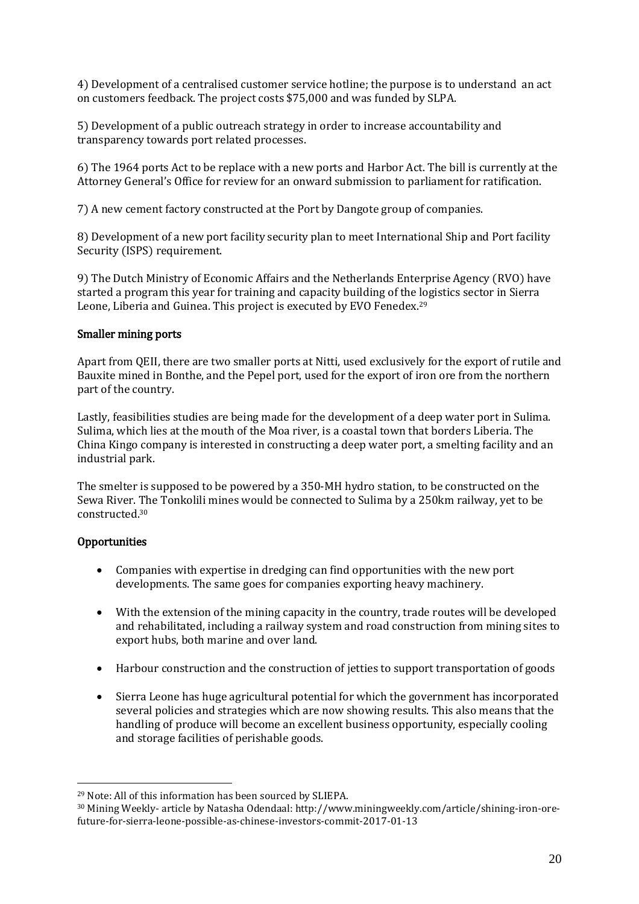4) Development of a centralised customer service hotline; the purpose is to understand an act on customers feedback. The project costs $75,000 and was funded by SLPA.

5) Development of a public outreach strategy in order to increase accountability and transparency towards port related processes.

6) The 1964 ports Act to be replace with a new ports and Harbor Act. The bill is currently at the Attorney General's Office for review for an onward submission to parliament for ratification.

7) A new cement factory constructed at the Port by Dangote group of companies.

8) Development of a new port facility security plan to meet International Ship and Port facility Security (ISPS) requirement.

9) The Dutch Ministry of Economic Affairs and the Netherlands Enterprise Agency (RVO) have started a program this year for training and capacity building of the logistics sector in Sierra Leone, Liberia and Guinea. This project is executed by EVO Fenedex.[29]

## Smaller mining ports

Apart from QEII, there are two smaller ports at Nitti, used exclusively for the export of rutile and Bauxite mined in Bonthe, and the Pepel port, used for the export of iron ore from the northern part of the country.

Lastly, feasibilities studies are being made for the development of a deep water port in Sulima. Sulima, which lies at the mouth of the Moa river, is a coastal town that borders Liberia. The China Kingo company is interested in constructing a deep water port, a smelting facility and an industrial park.

The smelter is supposed to be powered by a 350-MH hydro station, to be constructed on the Sewa River. The Tonkolili mines would be connected to Sulima by a 250km railway, yet to be constructed.[30]

## Opportunities

- Companies with expertise in dredging can find opportunities with the new port developments. The same goes for companies exporting heavy machinery.
- With the extension of the mining capacity in the country, trade routes will be developed and rehabilitated, including a railway system and road construction from mining sites to export hubs, both marine and over land.
- Harbour construction and the construction of jetties to support transportation of goods
- Sierra Leone has huge agricultural potential for which the government has incorporated several policies and strategies which are now showing results. This also means that the handling of produce will become an excellent business opportunity, especially cooling and storage facilities of perishable goods.

---

[29] Note: All of this information has been sourced by SLIEPA.

[30] Mining Weekly- article by Natasha Odendaal: http://www.miningweekly.com/article/shining-iron-ore-future-for-sierra-leone-possible-as-chinese-investors-commit-2017-01-13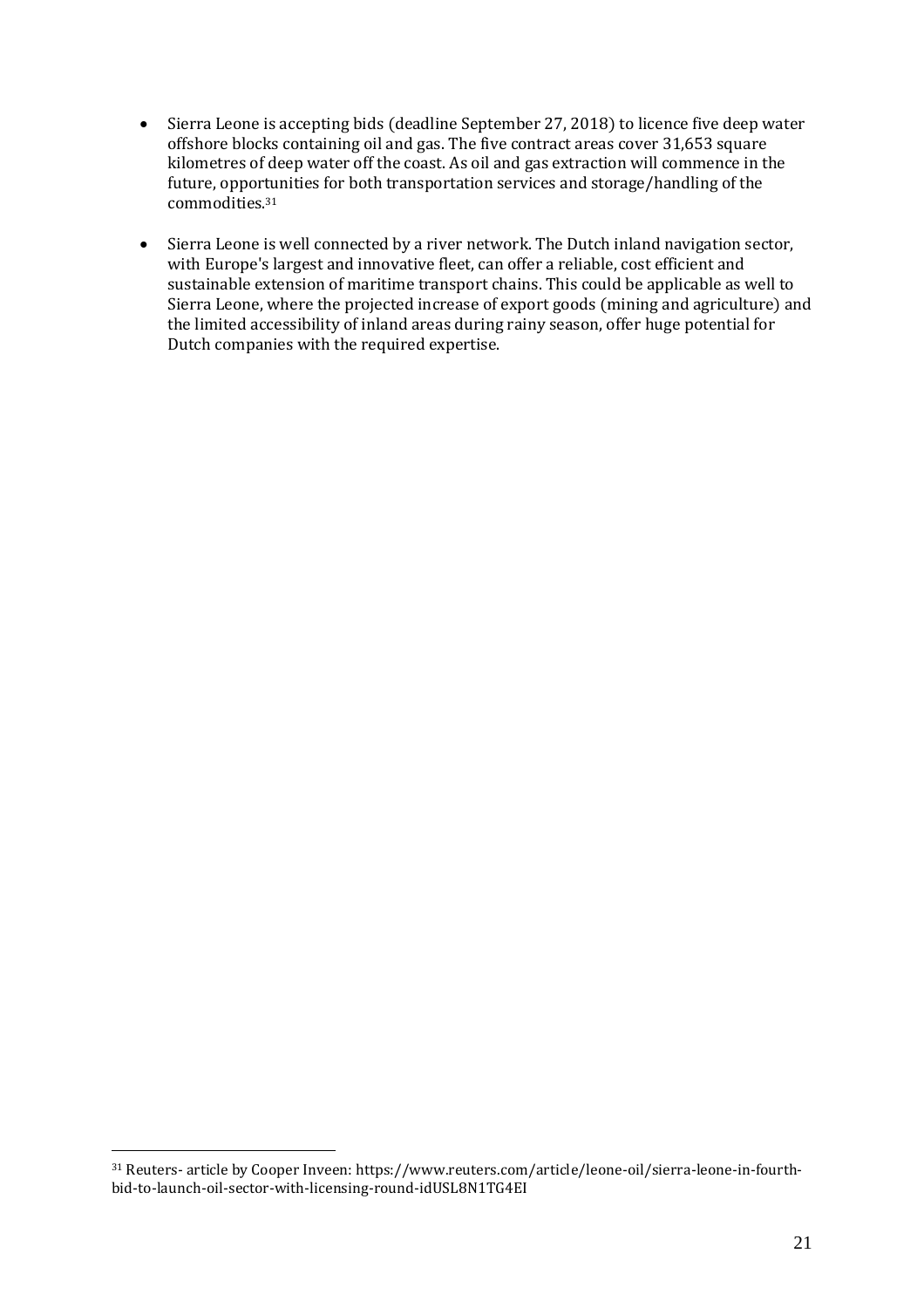- Sierra Leone is accepting bids (deadline September 27, 2018) to licence five deep water offshore blocks containing oil and gas. The five contract areas cover 31,653 square kilometres of deep water off the coast. As oil and gas extraction will commence in the future, opportunities for both transportation services and storage/handling of the commodities.[31]

- Sierra Leone is well connected by a river network. The Dutch inland navigation sector, with Europe's largest and innovative fleet, can offer a reliable, cost efficient and sustainable extension of maritime transport chains. This could be applicable as well to Sierra Leone, where the projected increase of export goods (mining and agriculture) and the limited accessibility of inland areas during rainy season, offer huge potential for Dutch companies with the required expertise.

[31] Reuters- article by Cooper Inveen: https://www.reuters.com/article/leone-oil/sierra-leone-in-fourth-bid-to-launch-oil-sector-with-licensing-round-idUSL8N1TG4EI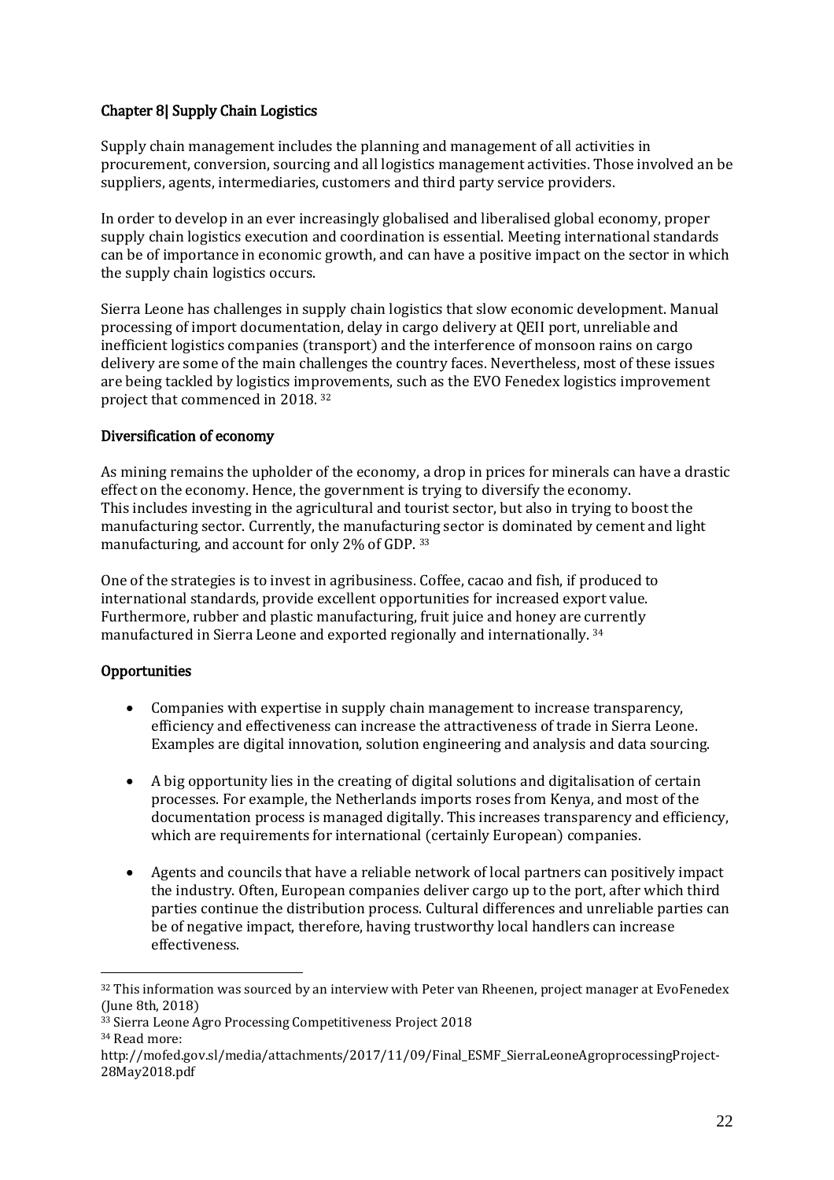## Chapter 8| Supply Chain Logistics

Supply chain management includes the planning and management of all activities in procurement, conversion, sourcing and all logistics management activities. Those involved an be suppliers, agents, intermediaries, customers and third party service providers.

In order to develop in an ever increasingly globalised and liberalised global economy, proper supply chain logistics execution and coordination is essential. Meeting international standards can be of importance in economic growth, and can have a positive impact on the sector in which the supply chain logistics occurs.

Sierra Leone has challenges in supply chain logistics that slow economic development. Manual processing of import documentation, delay in cargo delivery at QEII port, unreliable and inefficient logistics companies (transport) and the interference of monsoon rains on cargo delivery are some of the main challenges the country faces. Nevertheless, most of these issues are being tackled by logistics improvements, such as the EVO Fenedex logistics improvement project that commenced in 2018. [32]

### Diversification of economy

As mining remains the upholder of the economy, a drop in prices for minerals can have a drastic effect on the economy. Hence, the government is trying to diversify the economy. This includes investing in the agricultural and tourist sector, but also in trying to boost the manufacturing sector. Currently, the manufacturing sector is dominated by cement and light manufacturing, and account for only 2% of GDP. [33]

One of the strategies is to invest in agribusiness. Coffee, cacao and fish, if produced to international standards, provide excellent opportunities for increased export value. Furthermore, rubber and plastic manufacturing, fruit juice and honey are currently manufactured in Sierra Leone and exported regionally and internationally. [34]

### Opportunities

- Companies with expertise in supply chain management to increase transparency, efficiency and effectiveness can increase the attractiveness of trade in Sierra Leone. Examples are digital innovation, solution engineering and analysis and data sourcing.
- A big opportunity lies in the creating of digital solutions and digitalisation of certain processes. For example, the Netherlands imports roses from Kenya, and most of the documentation process is managed digitally. This increases transparency and efficiency, which are requirements for international (certainly European) companies.
- Agents and councils that have a reliable network of local partners can positively impact the industry. Often, European companies deliver cargo up to the port, after which third parties continue the distribution process. Cultural differences and unreliable parties can be of negative impact, therefore, having trustworthy local handlers can increase effectiveness.

---

[32] This information was sourced by an interview with Peter van Rheenen, project manager at EvoFenedex (June 8th, 2018)

[33] Sierra Leone Agro Processing Competitiveness Project 2018

[34] Read more: http://mofed.gov.sl/media/attachments/2017/11/09/Final_ESMF_SierraLeoneAgroprocessingProject-28May2018.pdf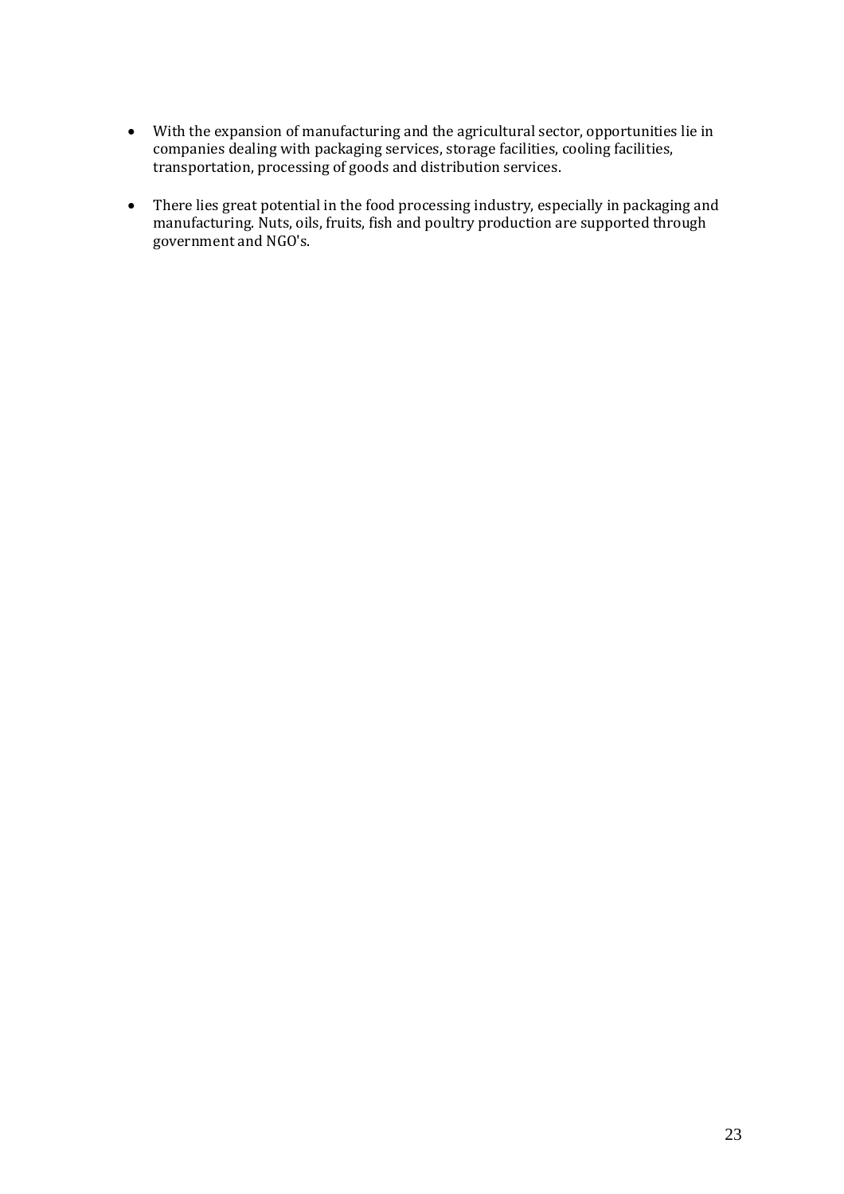- With the expansion of manufacturing and the agricultural sector, opportunities lie in companies dealing with packaging services, storage facilities, cooling facilities, transportation, processing of goods and distribution services.

- There lies great potential in the food processing industry, especially in packaging and manufacturing. Nuts, oils, fruits, fish and poultry production are supported through government and NGO's.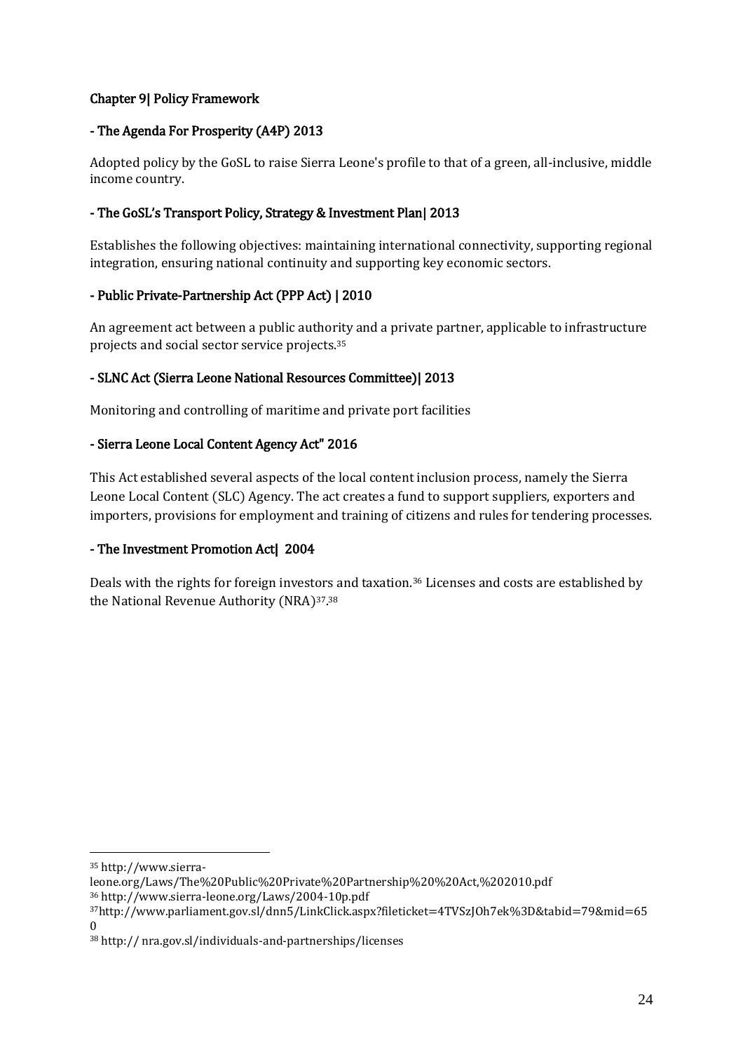## Chapter 9| Policy Framework

### - The Agenda For Prosperity (A4P) 2013

Adopted policy by the GoSL to raise Sierra Leone's profile to that of a green, all-inclusive, middle income country.

### - The GoSL's Transport Policy, Strategy & Investment Plan| 2013

Establishes the following objectives: maintaining international connectivity, supporting regional integration, ensuring national continuity and supporting key economic sectors.

### - Public Private-Partnership Act (PPP Act) | 2010

An agreement act between a public authority and a private partner, applicable to infrastructure projects and social sector service projects.[35]

### - SLNC Act (Sierra Leone National Resources Committee)| 2013

Monitoring and controlling of maritime and private port facilities

### - Sierra Leone Local Content Agency Act" 2016

This Act established several aspects of the local content inclusion process, namely the Sierra Leone Local Content (SLC) Agency. The act creates a fund to support suppliers, exporters and importers, provisions for employment and training of citizens and rules for tendering processes.

### - The Investment Promotion Act| 2004

Deals with the rights for foreign investors and taxation.[36] Licenses and costs are established by the National Revenue Authority (NRA)[37].[38]

---

[35] http://www.sierra-leone.org/Laws/The%20Public%20Private%20Partnership%20%20Act,%202010.pdf

[36] http://www.sierra-leone.org/Laws/2004-10p.pdf

[37] http://www.parliament.gov.sl/dnn5/LinkClick.aspx?fileticket=4TVSzJOh7ek%3D&tabid=79&mid=650

[38] http:// nra.gov.sl/individuals-and-partnerships/licenses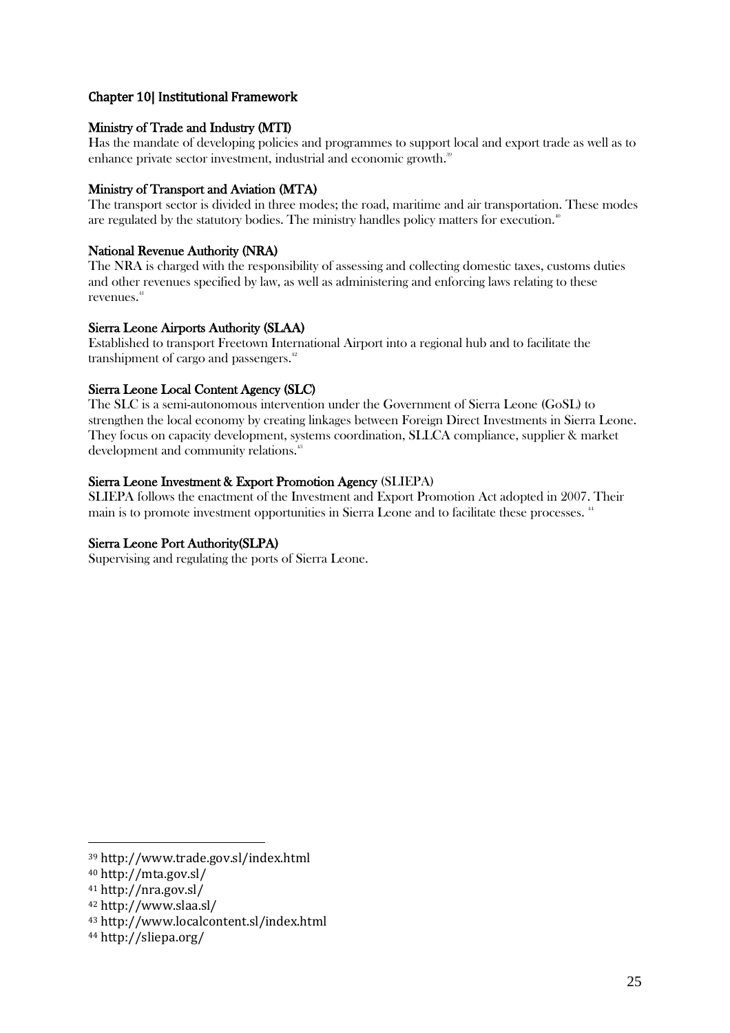## Chapter 10| Institutional Framework

### Ministry of Trade and Industry (MTI)

Has the mandate of developing policies and programmes to support local and export trade as well as to enhance private sector investment, industrial and economic growth.[39]

### Ministry of Transport and Aviation (MTA)

The transport sector is divided in three modes; the road, maritime and air transportation. These modes are regulated by the statutory bodies. The ministry handles policy matters for execution.[40]

### National Revenue Authority (NRA)

The NRA is charged with the responsibility of assessing and collecting domestic taxes, customs duties and other revenues specified by law, as well as administering and enforcing laws relating to these revenues.[41]

### Sierra Leone Airports Authority (SLAA)

Established to transport Freetown International Airport into a regional hub and to facilitate the transhipment of cargo and passengers.[42]

### Sierra Leone Local Content Agency (SLC)

The SLC is a semi-autonomous intervention under the Government of Sierra Leone (GoSL) to strengthen the local economy by creating linkages between Foreign Direct Investments in Sierra Leone. They focus on capacity development, systems coordination, SLLCA compliance, supplier & market development and community relations.[43]

### Sierra Leone Investment & Export Promotion Agency (SLIEPA)

SLIEPA follows the enactment of the Investment and Export Promotion Act adopted in 2007. Their main is to promote investment opportunities in Sierra Leone and to facilitate these processes. [44]

### Sierra Leone Port Authority(SLPA)

Supervising and regulating the ports of Sierra Leone.

---

[39] http://www.trade.gov.sl/index.html

[40] http://mta.gov.sl/

[41] http://nra.gov.sl/

[42] http://www.slaa.sl/

[43] http://www.localcontent.sl/index.html

[44] http://sliepa.org/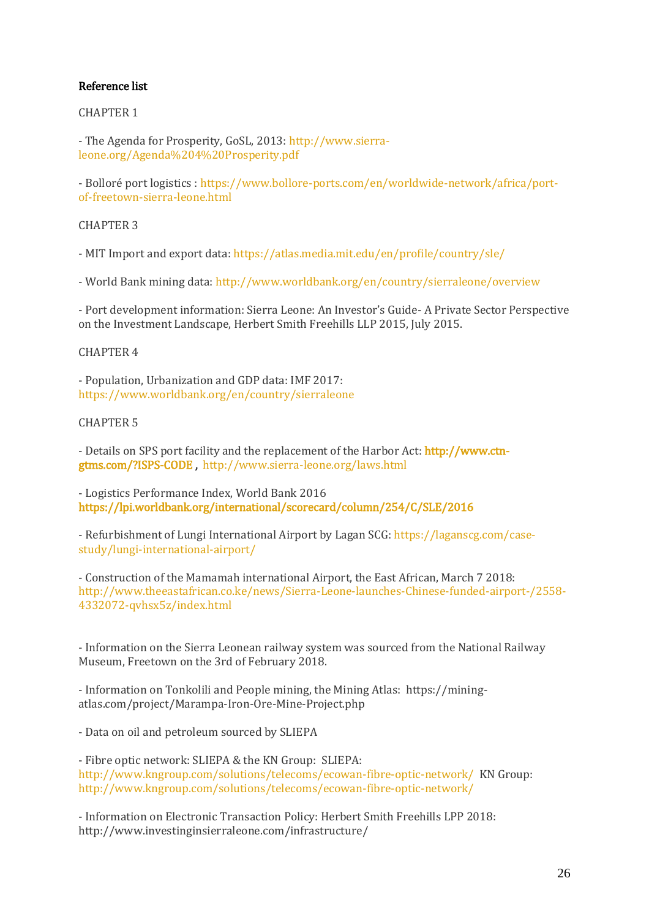**Reference list**

CHAPTER 1

- The Agenda for Prosperity, GoSL, 2013: http://www.sierra-leone.org/Agenda%204%20Prosperity.pdf

- Bolloré port logistics : https://www.bollore-ports.com/en/worldwide-network/africa/port-of-freetown-sierra-leone.html

CHAPTER 3

- MIT Import and export data: https://atlas.media.mit.edu/en/profile/country/sle/

- World Bank mining data: http://www.worldbank.org/en/country/sierraleone/overview

- Port development information: Sierra Leone: An Investor's Guide- A Private Sector Perspective on the Investment Landscape, Herbert Smith Freehills LLP 2015, July 2015.

CHAPTER 4

- Population, Urbanization and GDP data: IMF 2017: https://www.worldbank.org/en/country/sierraleone

CHAPTER 5

- Details on SPS port facility and the replacement of the Harbor Act: http://www.ctn-gtms.com/?ISPS-CODE , http://www.sierra-leone.org/laws.html

- Logistics Performance Index, World Bank 2016 https://lpi.worldbank.org/international/scorecard/column/254/C/SLE/2016

- Refurbishment of Lungi International Airport by Lagan SCG: https://laganscg.com/case-study/lungi-international-airport/

- Construction of the Mamamah international Airport, the East African, March 7 2018: http://www.theeastafrican.co.ke/news/Sierra-Leone-launches-Chinese-funded-airport-/2558-4332072-qvhsx5z/index.html

- Information on the Sierra Leonean railway system was sourced from the National Railway Museum, Freetown on the 3rd of February 2018.

- Information on Tonkolili and People mining, the Mining Atlas: https://mining-atlas.com/project/Marampa-Iron-Ore-Mine-Project.php

- Data on oil and petroleum sourced by SLIEPA

- Fibre optic network: SLIEPA & the KN Group: SLIEPA: http://www.kngroup.com/solutions/telecoms/ecowan-fibre-optic-network/ KN Group: http://www.kngroup.com/solutions/telecoms/ecowan-fibre-optic-network/

- Information on Electronic Transaction Policy: Herbert Smith Freehills LPP 2018: http://www.investinginsierraleone.com/infrastructure/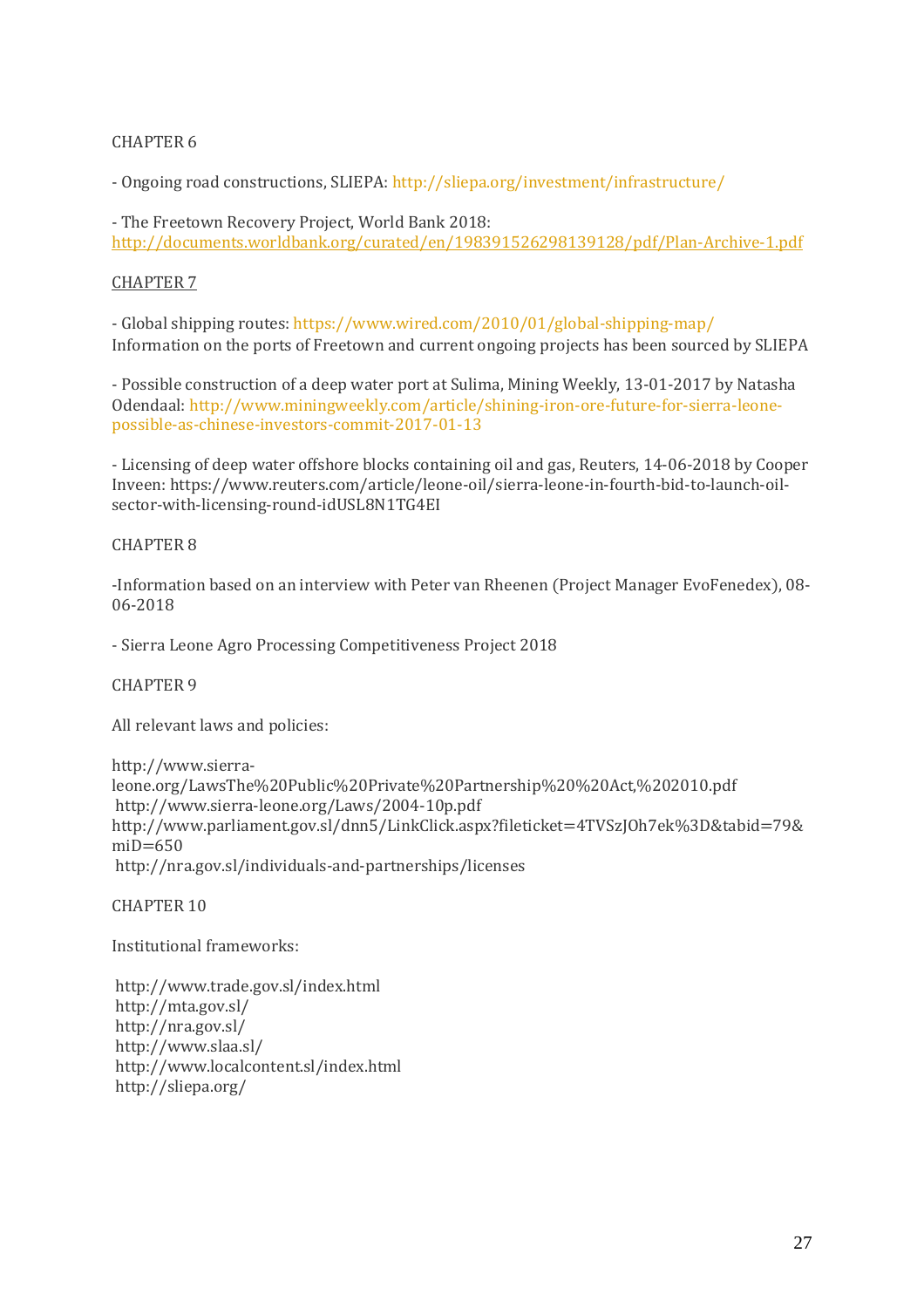CHAPTER 6

- Ongoing road constructions, SLIEPA: http://sliepa.org/investment/infrastructure/

- The Freetown Recovery Project, World Bank 2018: http://documents.worldbank.org/curated/en/198391526298139128/pdf/Plan-Archive-1.pdf

CHAPTER 7

- Global shipping routes: https://www.wired.com/2010/01/global-shipping-map/
Information on the ports of Freetown and current ongoing projects has been sourced by SLIEPA

- Possible construction of a deep water port at Sulima, Mining Weekly, 13-01-2017 by Natasha Odendaal: http://www.miningweekly.com/article/shining-iron-ore-future-for-sierra-leone-possible-as-chinese-investors-commit-2017-01-13

- Licensing of deep water offshore blocks containing oil and gas, Reuters, 14-06-2018 by Cooper Inveen: https://www.reuters.com/article/leone-oil/sierra-leone-in-fourth-bid-to-launch-oil-sector-with-licensing-round-idUSL8N1TG4EI

CHAPTER 8

-Information based on an interview with Peter van Rheenen (Project Manager EvoFenedex), 08-06-2018

- Sierra Leone Agro Processing Competitiveness Project 2018

CHAPTER 9

All relevant laws and policies:

http://www.sierra-leone.org/LawsThe%20Public%20Private%20Partnership%20%20Act,%202010.pdf
http://www.sierra-leone.org/Laws/2004-10p.pdf
http://www.parliament.gov.sl/dnn5/LinkClick.aspx?fileticket=4TVSzJOh7ek%3D&tabid=79&miD=650
http://nra.gov.sl/individuals-and-partnerships/licenses

CHAPTER 10

Institutional frameworks:

http://www.trade.gov.sl/index.html
http://mta.gov.sl/
http://nra.gov.sl/
http://www.slaa.sl/
http://www.localcontent.sl/index.html
http://sliepa.org/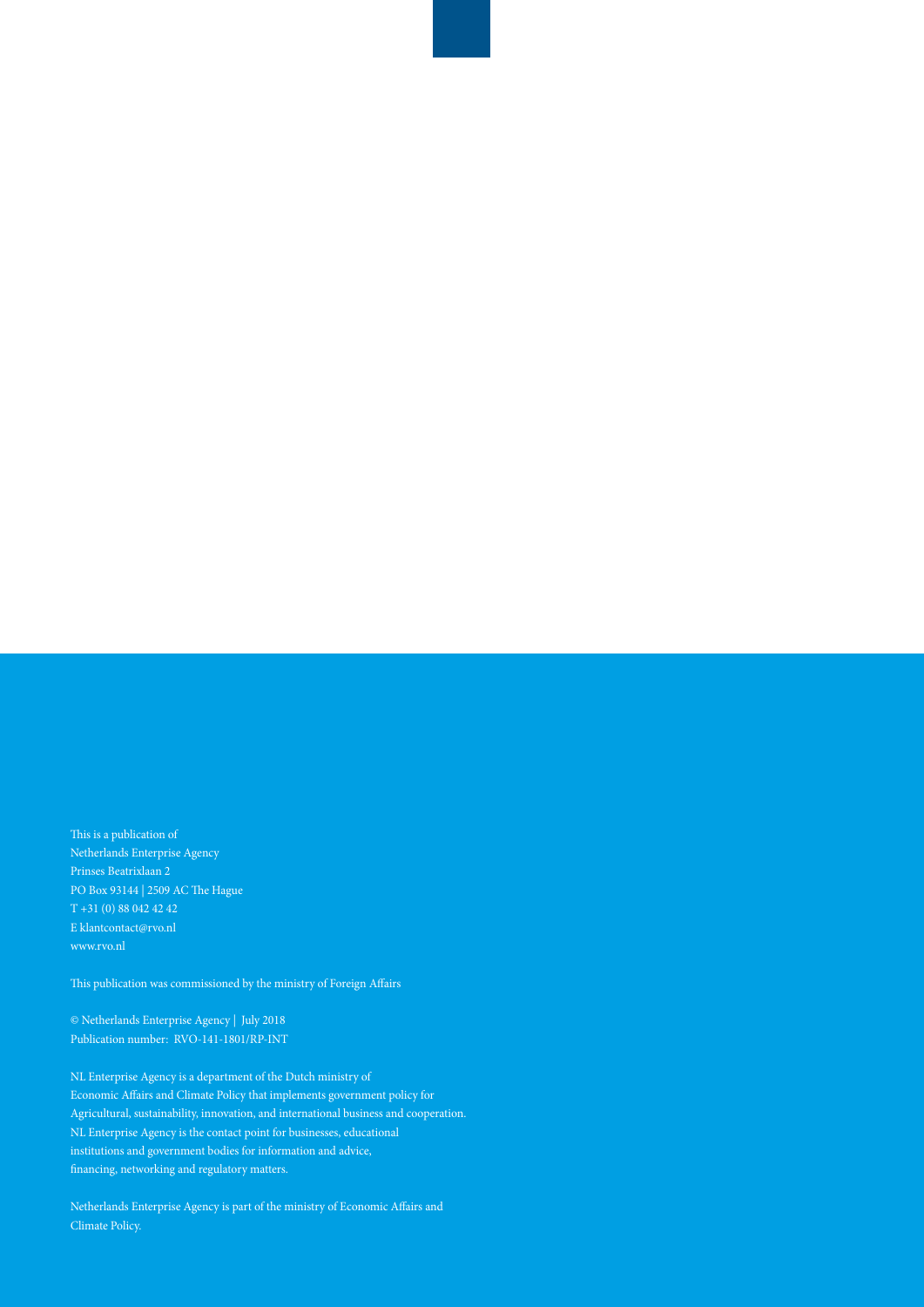This is a publication of
Netherlands Enterprise Agency
Prinses Beatrixlaan 2
PO Box 93144 | 2509 AC The Hague
T +31 (0) 88 042 42 42
E klantcontact@rvo.nl
www.rvo.nl

This publication was commissioned by the ministry of Foreign Affairs

© Netherlands Enterprise Agency | July 2018
Publication number: RVO-141-1801/RP-INT

NL Enterprise Agency is a department of the Dutch ministry of
Economic Affairs and Climate Policy that implements government policy for
Agricultural, sustainability, innovation, and international business and cooperation.
NL Enterprise Agency is the contact point for businesses, educational
institutions and government bodies for information and advice,
financing, networking and regulatory matters.

Netherlands Enterprise Agency is part of the ministry of Economic Affairs and
Climate Policy.